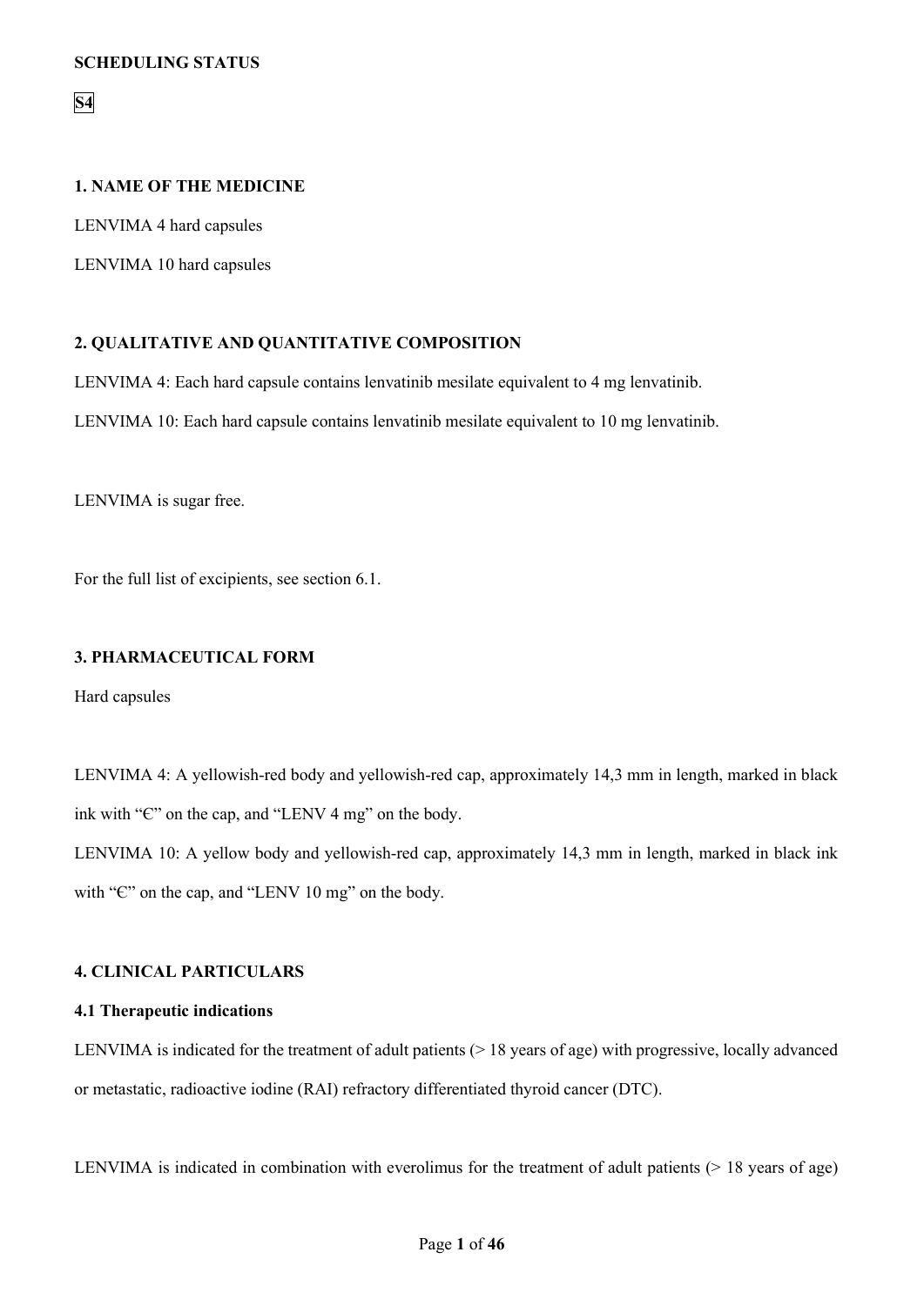**SCHEDULING STATUS**

**S4**

## 1. NAME OF THE MEDICINE

LENVIMA 4 hard capsules

LENVIMA 10 hard capsules

## 2. QUALITATIVE AND QUANTITATIVE COMPOSITION

LENVIMA 4: Each hard capsule contains lenvatinib mesilate equivalent to 4 mg lenvatinib.

LENVIMA 10: Each hard capsule contains lenvatinib mesilate equivalent to 10 mg lenvatinib.

LENVIMA is sugar free.

For the full list of excipients, see section 6.1.

## 3. PHARMACEUTICAL FORM

Hard capsules

LENVIMA 4: A yellowish-red body and yellowish-red cap, approximately 14,3 mm in length, marked in black ink with "Є" on the cap, and "LENV 4 mg" on the body.

LENVIMA 10: A yellow body and yellowish-red cap, approximately 14,3 mm in length, marked in black ink with "Є" on the cap, and "LENV 10 mg" on the body.

## 4. CLINICAL PARTICULARS

### 4.1 Therapeutic indications

LENVIMA is indicated for the treatment of adult patients (> 18 years of age) with progressive, locally advanced or metastatic, radioactive iodine (RAI) refractory differentiated thyroid cancer (DTC).

LENVIMA is indicated in combination with everolimus for the treatment of adult patients (> 18 years of age)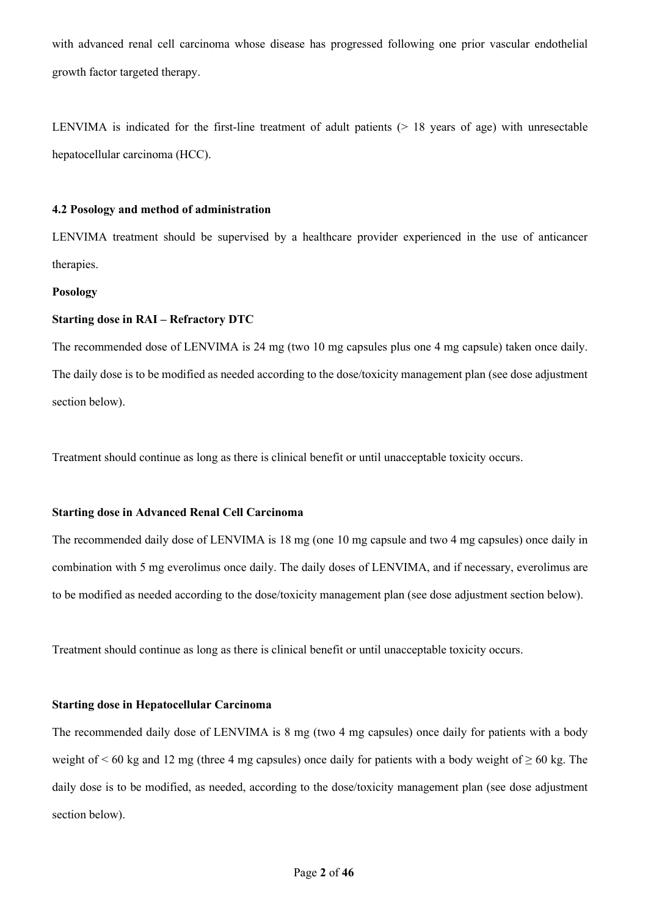with advanced renal cell carcinoma whose disease has progressed following one prior vascular endothelial growth factor targeted therapy.

LENVIMA is indicated for the first-line treatment of adult patients (> 18 years of age) with unresectable hepatocellular carcinoma (HCC).

### 4.2 Posology and method of administration

LENVIMA treatment should be supervised by a healthcare provider experienced in the use of anticancer therapies.

**Posology**

**Starting dose in RAI – Refractory DTC**

The recommended dose of LENVIMA is 24 mg (two 10 mg capsules plus one 4 mg capsule) taken once daily. The daily dose is to be modified as needed according to the dose/toxicity management plan (see dose adjustment section below).

Treatment should continue as long as there is clinical benefit or until unacceptable toxicity occurs.

**Starting dose in Advanced Renal Cell Carcinoma**

The recommended daily dose of LENVIMA is 18 mg (one 10 mg capsule and two 4 mg capsules) once daily in combination with 5 mg everolimus once daily. The daily doses of LENVIMA, and if necessary, everolimus are to be modified as needed according to the dose/toxicity management plan (see dose adjustment section below).

Treatment should continue as long as there is clinical benefit or until unacceptable toxicity occurs.

**Starting dose in Hepatocellular Carcinoma**

The recommended daily dose of LENVIMA is 8 mg (two 4 mg capsules) once daily for patients with a body weight of < 60 kg and 12 mg (three 4 mg capsules) once daily for patients with a body weight of ≥ 60 kg. The daily dose is to be modified, as needed, according to the dose/toxicity management plan (see dose adjustment section below).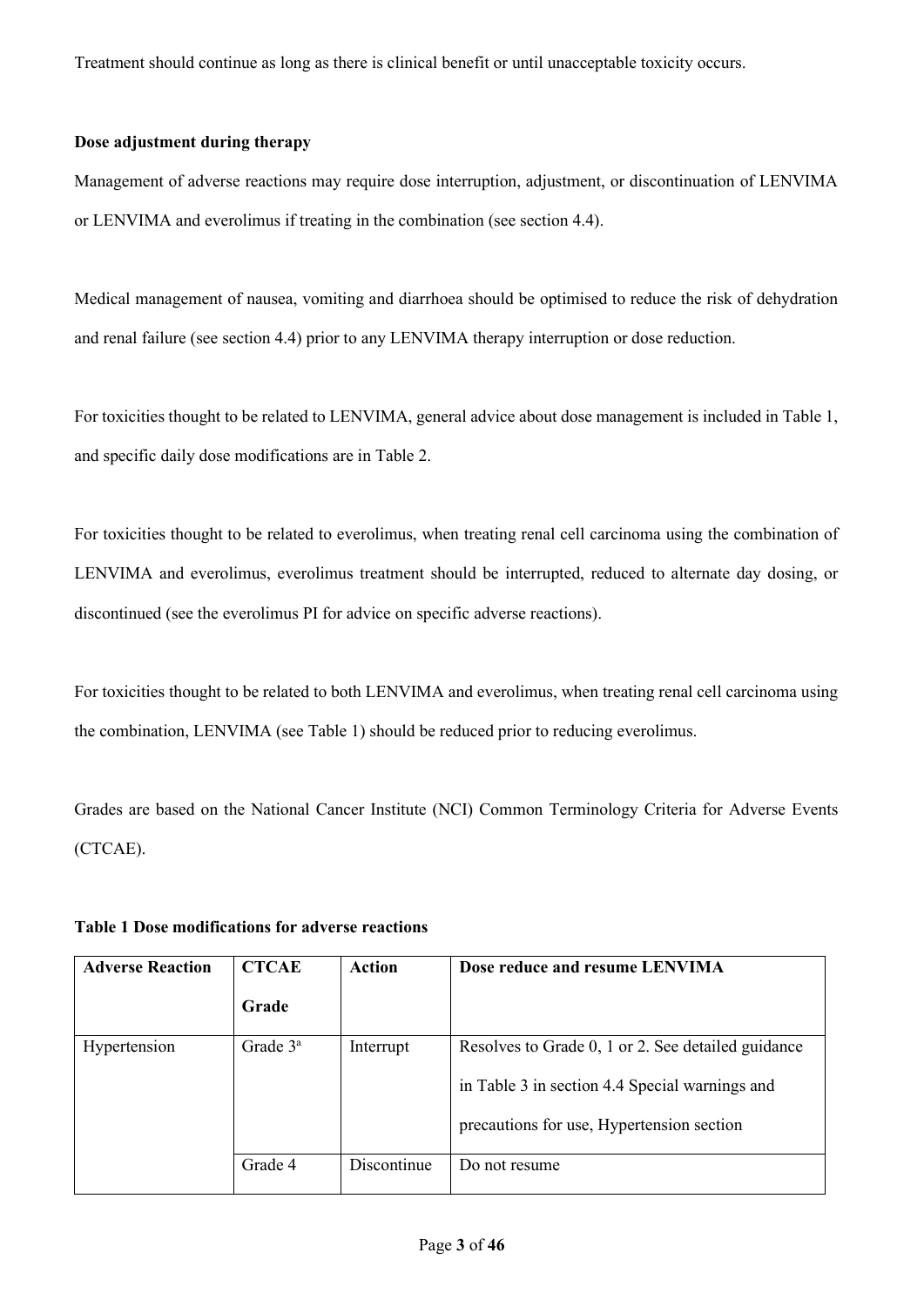Treatment should continue as long as there is clinical benefit or until unacceptable toxicity occurs.

**Dose adjustment during therapy**

Management of adverse reactions may require dose interruption, adjustment, or discontinuation of LENVIMA or LENVIMA and everolimus if treating in the combination (see section 4.4).

Medical management of nausea, vomiting and diarrhoea should be optimised to reduce the risk of dehydration and renal failure (see section 4.4) prior to any LENVIMA therapy interruption or dose reduction.

For toxicities thought to be related to LENVIMA, general advice about dose management is included in Table 1, and specific daily dose modifications are in Table 2.

For toxicities thought to be related to everolimus, when treating renal cell carcinoma using the combination of LENVIMA and everolimus, everolimus treatment should be interrupted, reduced to alternate day dosing, or discontinued (see the everolimus PI for advice on specific adverse reactions).

For toxicities thought to be related to both LENVIMA and everolimus, when treating renal cell carcinoma using the combination, LENVIMA (see Table 1) should be reduced prior to reducing everolimus.

Grades are based on the National Cancer Institute (NCI) Common Terminology Criteria for Adverse Events (CTCAE).

**Table 1 Dose modifications for adverse reactions**

| Adverse Reaction | CTCAE Grade | Action | Dose reduce and resume LENVIMA |
|---|---|---|---|
| Hypertension | Grade 3[a] | Interrupt | Resolves to Grade 0, 1 or 2. See detailed guidance in Table 3 in section 4.4 Special warnings and precautions for use, Hypertension section |
| | Grade 4 | Discontinue | Do not resume |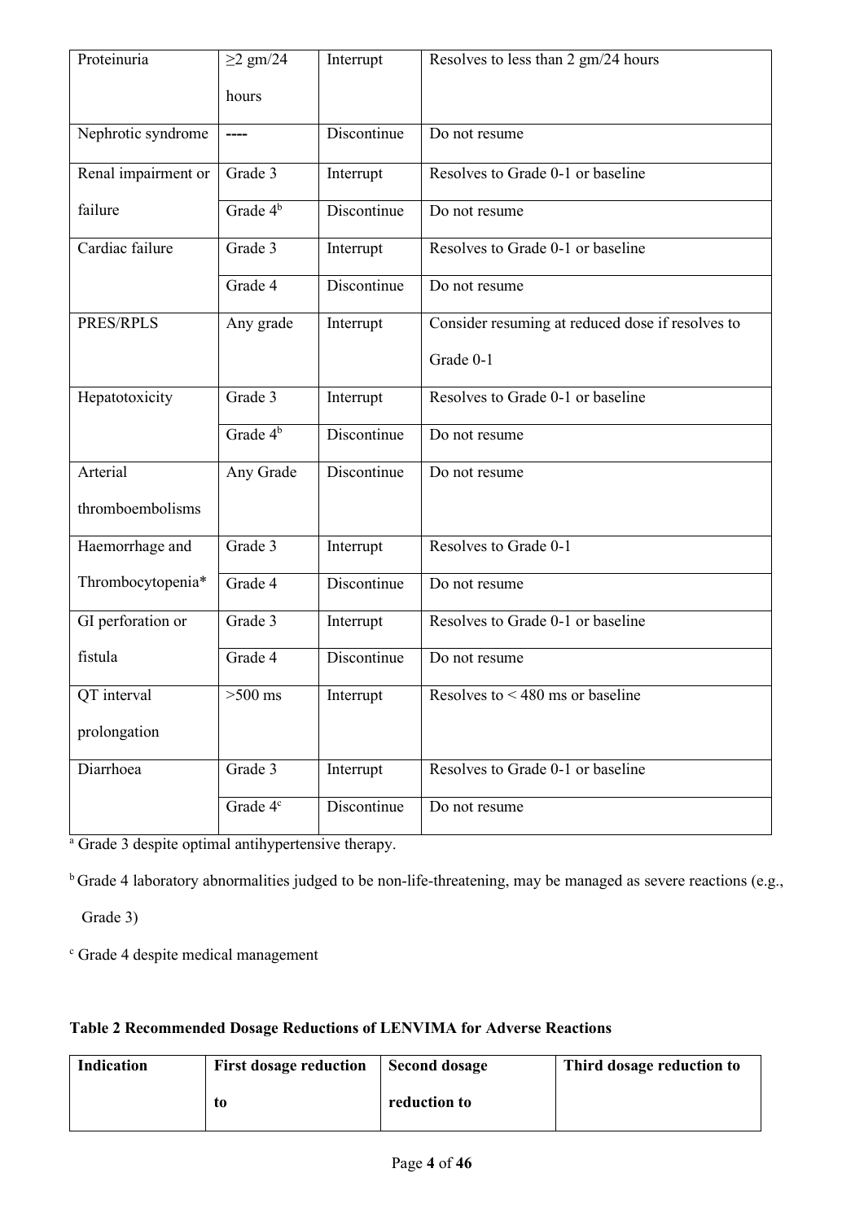| Proteinuria | ≥2 gm/24 hours | Interrupt | Resolves to less than 2 gm/24 hours |
|---|---|---|---|
| Nephrotic syndrome | ---- | Discontinue | Do not resume |
| Renal impairment or failure | Grade 3 | Interrupt | Resolves to Grade 0-1 or baseline |
| | Grade 4[b] | Discontinue | Do not resume |
| Cardiac failure | Grade 3 | Interrupt | Resolves to Grade 0-1 or baseline |
| | Grade 4 | Discontinue | Do not resume |
| PRES/RPLS | Any grade | Interrupt | Consider resuming at reduced dose if resolves to Grade 0-1 |
| Hepatotoxicity | Grade 3 | Interrupt | Resolves to Grade 0-1 or baseline |
| | Grade 4[b] | Discontinue | Do not resume |
| Arterial thromboembolisms | Any Grade | Discontinue | Do not resume |
| Haemorrhage and Thrombocytopenia* | Grade 3 | Interrupt | Resolves to Grade 0-1 |
| | Grade 4 | Discontinue | Do not resume |
| GI perforation or fistula | Grade 3 | Interrupt | Resolves to Grade 0-1 or baseline |
| | Grade 4 | Discontinue | Do not resume |
| QT interval prolongation | >500 ms | Interrupt | Resolves to < 480 ms or baseline |
| Diarrhoea | Grade 3 | Interrupt | Resolves to Grade 0-1 or baseline |
| | Grade 4[c] | Discontinue | Do not resume |

[a] Grade 3 despite optimal antihypertensive therapy.

[b] Grade 4 laboratory abnormalities judged to be non-life-threatening, may be managed as severe reactions (e.g., Grade 3)

[c] Grade 4 despite medical management

**Table 2 Recommended Dosage Reductions of LENVIMA for Adverse Reactions**

| Indication | First dosage reduction to | Second dosage reduction to | Third dosage reduction to |
|---|---|---|---|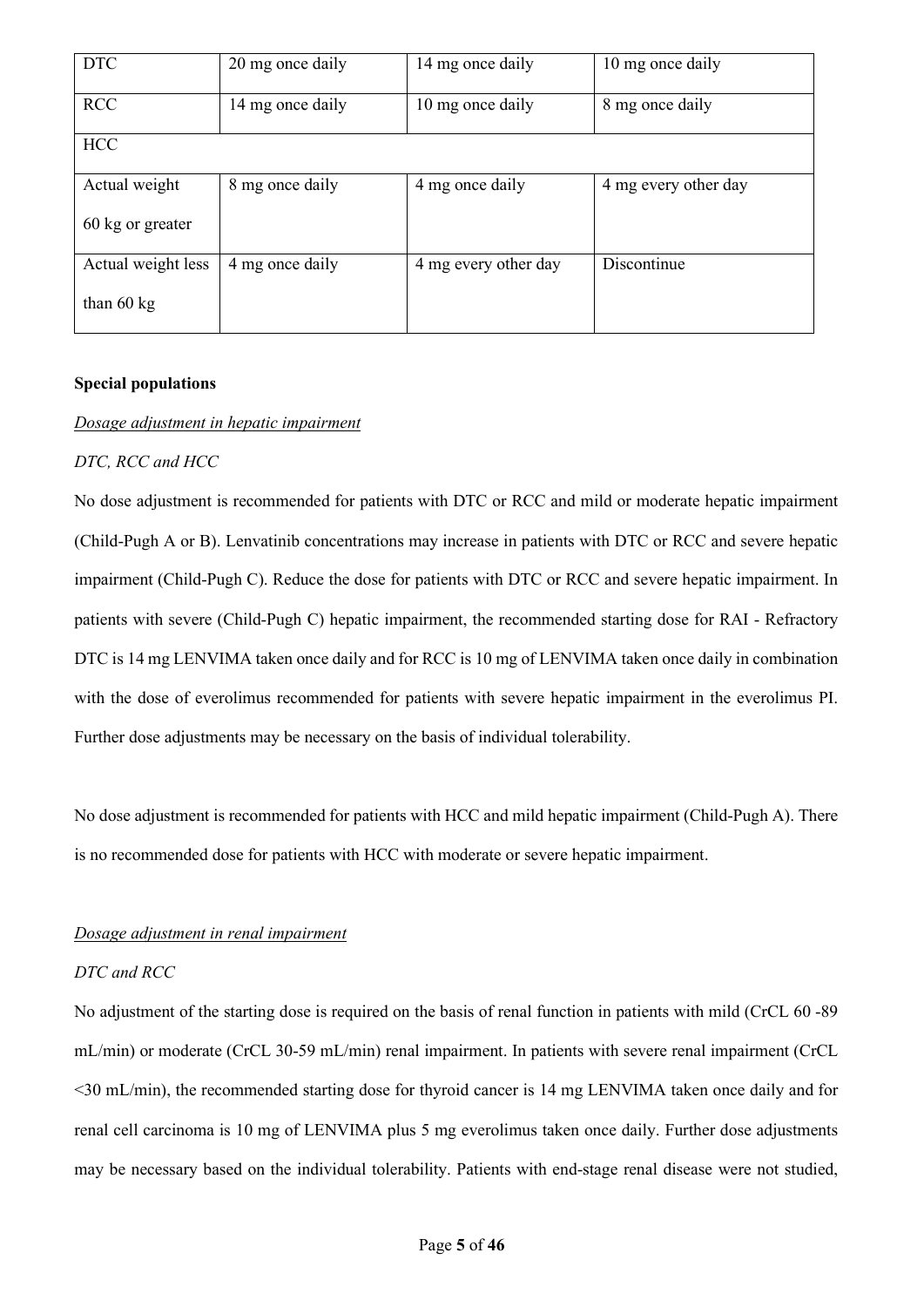| DTC | 20 mg once daily | 14 mg once daily | 10 mg once daily |
| --- | --- | --- | --- |
| RCC | 14 mg once daily | 10 mg once daily | 8 mg once daily |
| HCC | | | |
| Actual weight 60 kg or greater | 8 mg once daily | 4 mg once daily | 4 mg every other day |
| Actual weight less than 60 kg | 4 mg once daily | 4 mg every other day | Discontinue |

**Special populations**

*Dosage adjustment in hepatic impairment*

*DTC, RCC and HCC*

No dose adjustment is recommended for patients with DTC or RCC and mild or moderate hepatic impairment (Child-Pugh A or B). Lenvatinib concentrations may increase in patients with DTC or RCC and severe hepatic impairment (Child-Pugh C). Reduce the dose for patients with DTC or RCC and severe hepatic impairment. In patients with severe (Child-Pugh C) hepatic impairment, the recommended starting dose for RAI - Refractory DTC is 14 mg LENVIMA taken once daily and for RCC is 10 mg of LENVIMA taken once daily in combination with the dose of everolimus recommended for patients with severe hepatic impairment in the everolimus PI. Further dose adjustments may be necessary on the basis of individual tolerability.

No dose adjustment is recommended for patients with HCC and mild hepatic impairment (Child-Pugh A). There is no recommended dose for patients with HCC with moderate or severe hepatic impairment.

*Dosage adjustment in renal impairment*

*DTC and RCC*

No adjustment of the starting dose is required on the basis of renal function in patients with mild (CrCL 60 -89 mL/min) or moderate (CrCL 30-59 mL/min) renal impairment. In patients with severe renal impairment (CrCL <30 mL/min), the recommended starting dose for thyroid cancer is 14 mg LENVIMA taken once daily and for renal cell carcinoma is 10 mg of LENVIMA plus 5 mg everolimus taken once daily. Further dose adjustments may be necessary based on the individual tolerability. Patients with end-stage renal disease were not studied,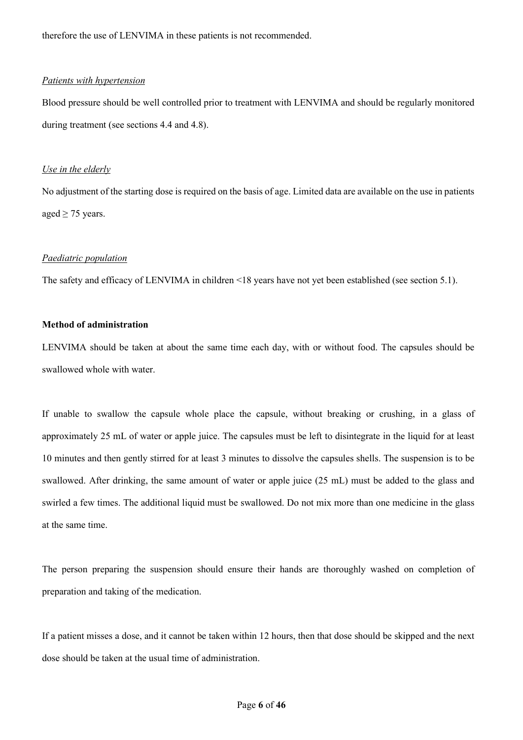therefore the use of LENVIMA in these patients is not recommended.

*Patients with hypertension*

Blood pressure should be well controlled prior to treatment with LENVIMA and should be regularly monitored during treatment (see sections 4.4 and 4.8).

*Use in the elderly*

No adjustment of the starting dose is required on the basis of age. Limited data are available on the use in patients aged ≥ 75 years.

*Paediatric population*

The safety and efficacy of LENVIMA in children <18 years have not yet been established (see section 5.1).

**Method of administration**

LENVIMA should be taken at about the same time each day, with or without food. The capsules should be swallowed whole with water.

If unable to swallow the capsule whole place the capsule, without breaking or crushing, in a glass of approximately 25 mL of water or apple juice. The capsules must be left to disintegrate in the liquid for at least 10 minutes and then gently stirred for at least 3 minutes to dissolve the capsules shells. The suspension is to be swallowed. After drinking, the same amount of water or apple juice (25 mL) must be added to the glass and swirled a few times. The additional liquid must be swallowed. Do not mix more than one medicine in the glass at the same time.

The person preparing the suspension should ensure their hands are thoroughly washed on completion of preparation and taking of the medication.

If a patient misses a dose, and it cannot be taken within 12 hours, then that dose should be skipped and the next dose should be taken at the usual time of administration.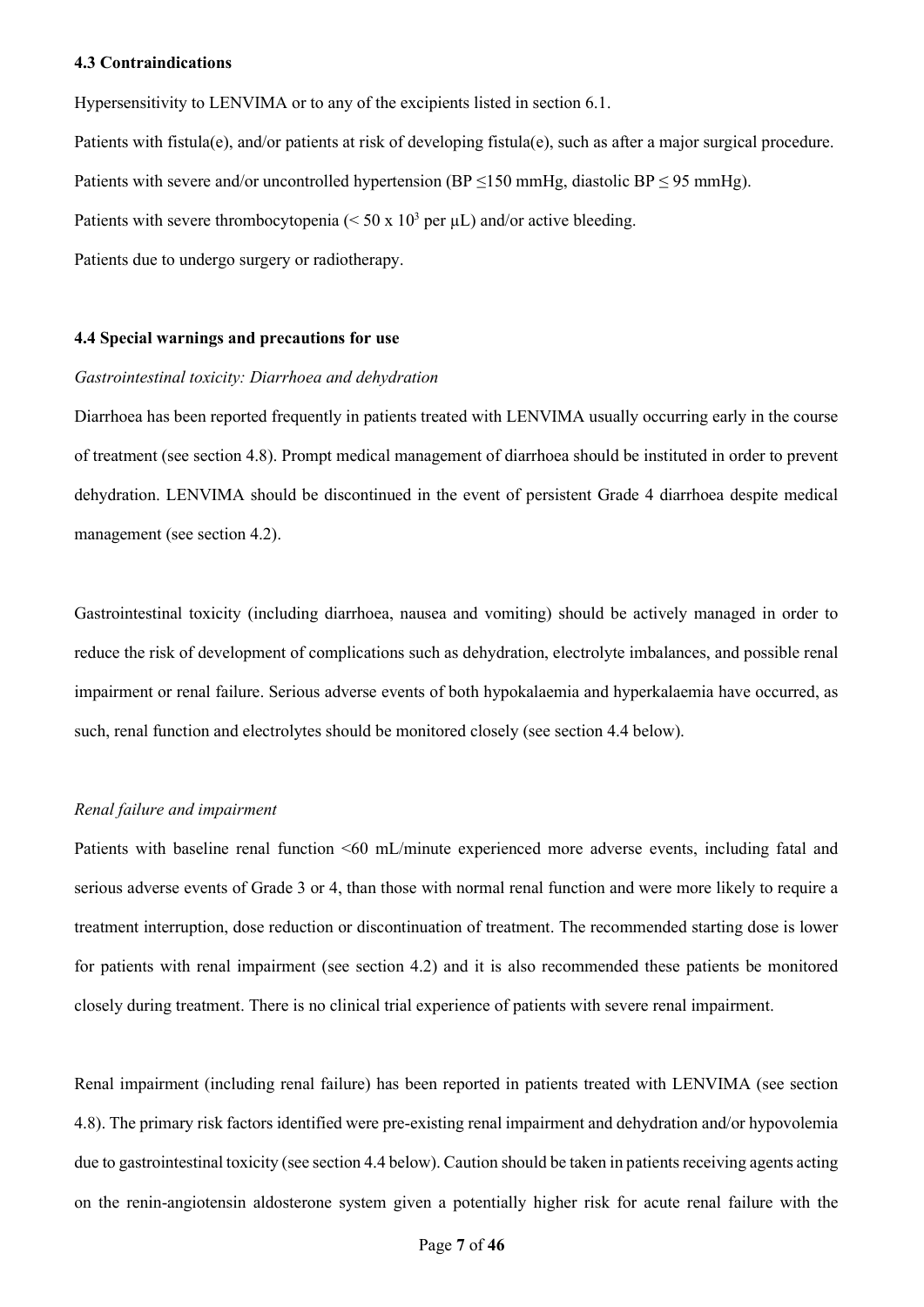#### 4.3 Contraindications

Hypersensitivity to LENVIMA or to any of the excipients listed in section 6.1.

Patients with fistula(e), and/or patients at risk of developing fistula(e), such as after a major surgical procedure.

Patients with severe and/or uncontrolled hypertension (BP ≤150 mmHg, diastolic BP ≤ 95 mmHg).

Patients with severe thrombocytopenia (< 50 x $10^3$ per μL) and/or active bleeding.

Patients due to undergo surgery or radiotherapy.

#### 4.4 Special warnings and precautions for use

*Gastrointestinal toxicity: Diarrhoea and dehydration*

Diarrhoea has been reported frequently in patients treated with LENVIMA usually occurring early in the course of treatment (see section 4.8). Prompt medical management of diarrhoea should be instituted in order to prevent dehydration. LENVIMA should be discontinued in the event of persistent Grade 4 diarrhoea despite medical management (see section 4.2).

Gastrointestinal toxicity (including diarrhoea, nausea and vomiting) should be actively managed in order to reduce the risk of development of complications such as dehydration, electrolyte imbalances, and possible renal impairment or renal failure. Serious adverse events of both hypokalaemia and hyperkalaemia have occurred, as such, renal function and electrolytes should be monitored closely (see section 4.4 below).

*Renal failure and impairment*

Patients with baseline renal function <60 mL/minute experienced more adverse events, including fatal and serious adverse events of Grade 3 or 4, than those with normal renal function and were more likely to require a treatment interruption, dose reduction or discontinuation of treatment. The recommended starting dose is lower for patients with renal impairment (see section 4.2) and it is also recommended these patients be monitored closely during treatment. There is no clinical trial experience of patients with severe renal impairment.

Renal impairment (including renal failure) has been reported in patients treated with LENVIMA (see section 4.8). The primary risk factors identified were pre-existing renal impairment and dehydration and/or hypovolemia due to gastrointestinal toxicity (see section 4.4 below). Caution should be taken in patients receiving agents acting on the renin-angiotensin aldosterone system given a potentially higher risk for acute renal failure with the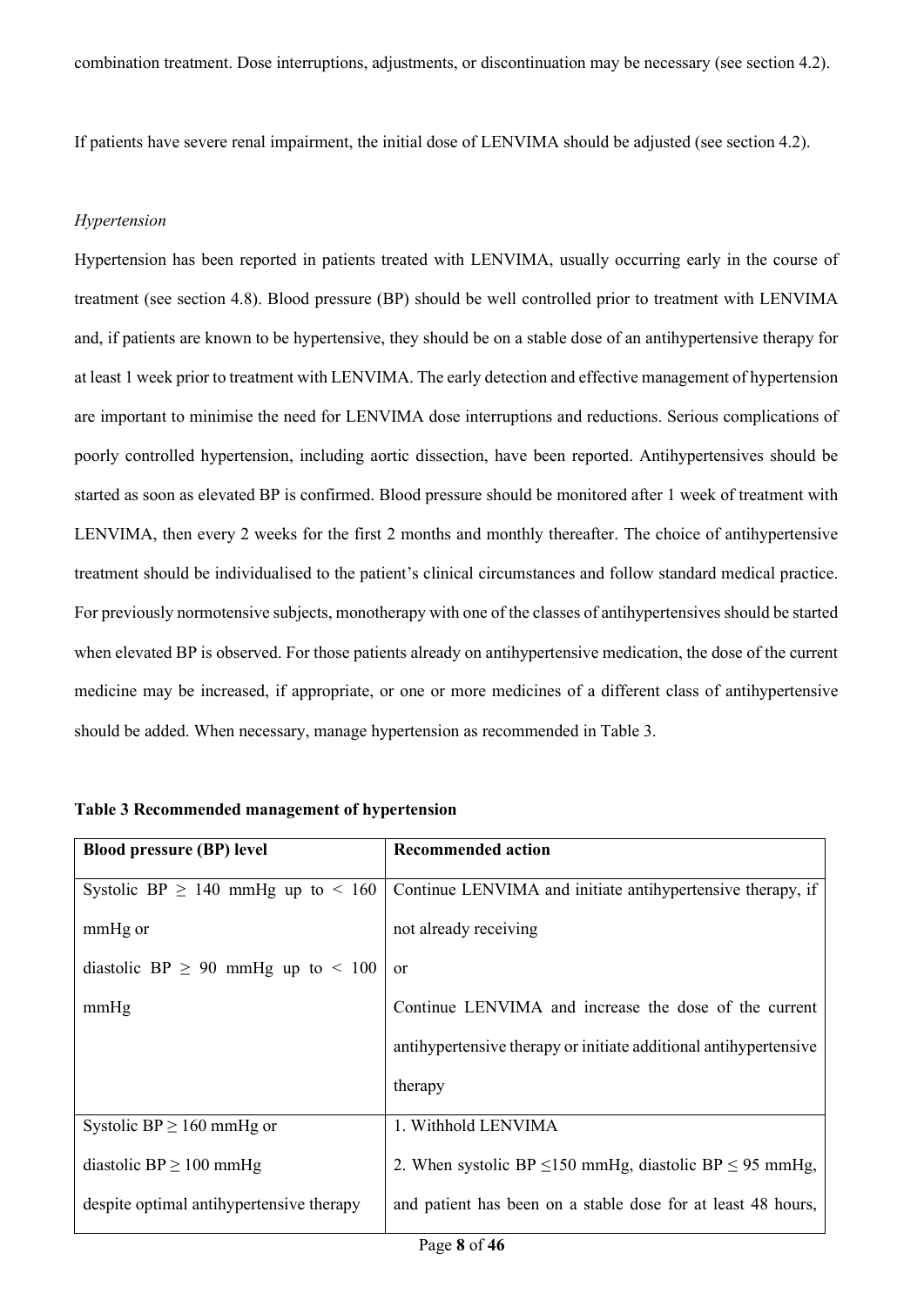combination treatment. Dose interruptions, adjustments, or discontinuation may be necessary (see section 4.2).

If patients have severe renal impairment, the initial dose of LENVIMA should be adjusted (see section 4.2).

*Hypertension*

Hypertension has been reported in patients treated with LENVIMA, usually occurring early in the course of treatment (see section 4.8). Blood pressure (BP) should be well controlled prior to treatment with LENVIMA and, if patients are known to be hypertensive, they should be on a stable dose of an antihypertensive therapy for at least 1 week prior to treatment with LENVIMA. The early detection and effective management of hypertension are important to minimise the need for LENVIMA dose interruptions and reductions. Serious complications of poorly controlled hypertension, including aortic dissection, have been reported. Antihypertensives should be started as soon as elevated BP is confirmed. Blood pressure should be monitored after 1 week of treatment with LENVIMA, then every 2 weeks for the first 2 months and monthly thereafter. The choice of antihypertensive treatment should be individualised to the patient's clinical circumstances and follow standard medical practice. For previously normotensive subjects, monotherapy with one of the classes of antihypertensives should be started when elevated BP is observed. For those patients already on antihypertensive medication, the dose of the current medicine may be increased, if appropriate, or one or more medicines of a different class of antihypertensive should be added. When necessary, manage hypertension as recommended in Table 3.

**Table 3 Recommended management of hypertension**

| Blood pressure (BP) level | Recommended action |
|---|---|
| Systolic BP ≥ 140 mmHg up to < 160 mmHg or<br>diastolic BP ≥ 90 mmHg up to < 100 mmHg | Continue LENVIMA and initiate antihypertensive therapy, if not already receiving<br>or<br>Continue LENVIMA and increase the dose of the current antihypertensive therapy or initiate additional antihypertensive therapy |
| Systolic BP ≥ 160 mmHg or<br>diastolic BP ≥ 100 mmHg<br>despite optimal antihypertensive therapy | 1. Withhold LENVIMA<br>2. When systolic BP ≤150 mmHg, diastolic BP ≤ 95 mmHg, and patient has been on a stable dose for at least 48 hours, |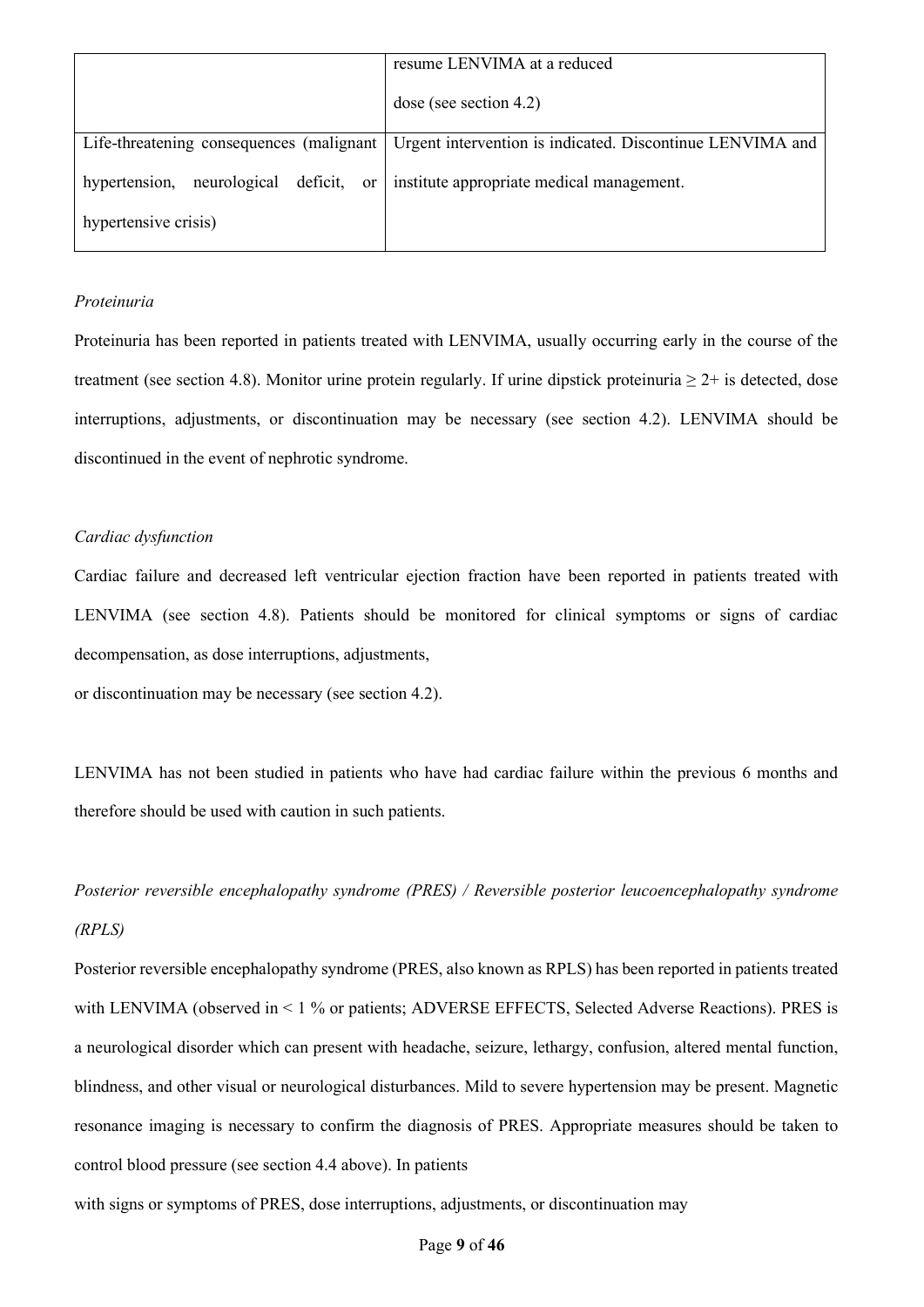| | |
|---|---|
| | resume LENVIMA at a reduced dose (see section 4.2) |
| Life-threatening consequences (malignant hypertension, neurological deficit, or hypertensive crisis) | Urgent intervention is indicated. Discontinue LENVIMA and institute appropriate medical management. |

*Proteinuria*

Proteinuria has been reported in patients treated with LENVIMA, usually occurring early in the course of the treatment (see section 4.8). Monitor urine protein regularly. If urine dipstick proteinuria ≥ 2+ is detected, dose interruptions, adjustments, or discontinuation may be necessary (see section 4.2). LENVIMA should be discontinued in the event of nephrotic syndrome.

*Cardiac dysfunction*

Cardiac failure and decreased left ventricular ejection fraction have been reported in patients treated with LENVIMA (see section 4.8). Patients should be monitored for clinical symptoms or signs of cardiac decompensation, as dose interruptions, adjustments, or discontinuation may be necessary (see section 4.2).

LENVIMA has not been studied in patients who have had cardiac failure within the previous 6 months and therefore should be used with caution in such patients.

*Posterior reversible encephalopathy syndrome (PRES) / Reversible posterior leucoencephalopathy syndrome (RPLS)*

Posterior reversible encephalopathy syndrome (PRES, also known as RPLS) has been reported in patients treated with LENVIMA (observed in < 1 % or patients; ADVERSE EFFECTS, Selected Adverse Reactions). PRES is a neurological disorder which can present with headache, seizure, lethargy, confusion, altered mental function, blindness, and other visual or neurological disturbances. Mild to severe hypertension may be present. Magnetic resonance imaging is necessary to confirm the diagnosis of PRES. Appropriate measures should be taken to control blood pressure (see section 4.4 above). In patients with signs or symptoms of PRES, dose interruptions, adjustments, or discontinuation may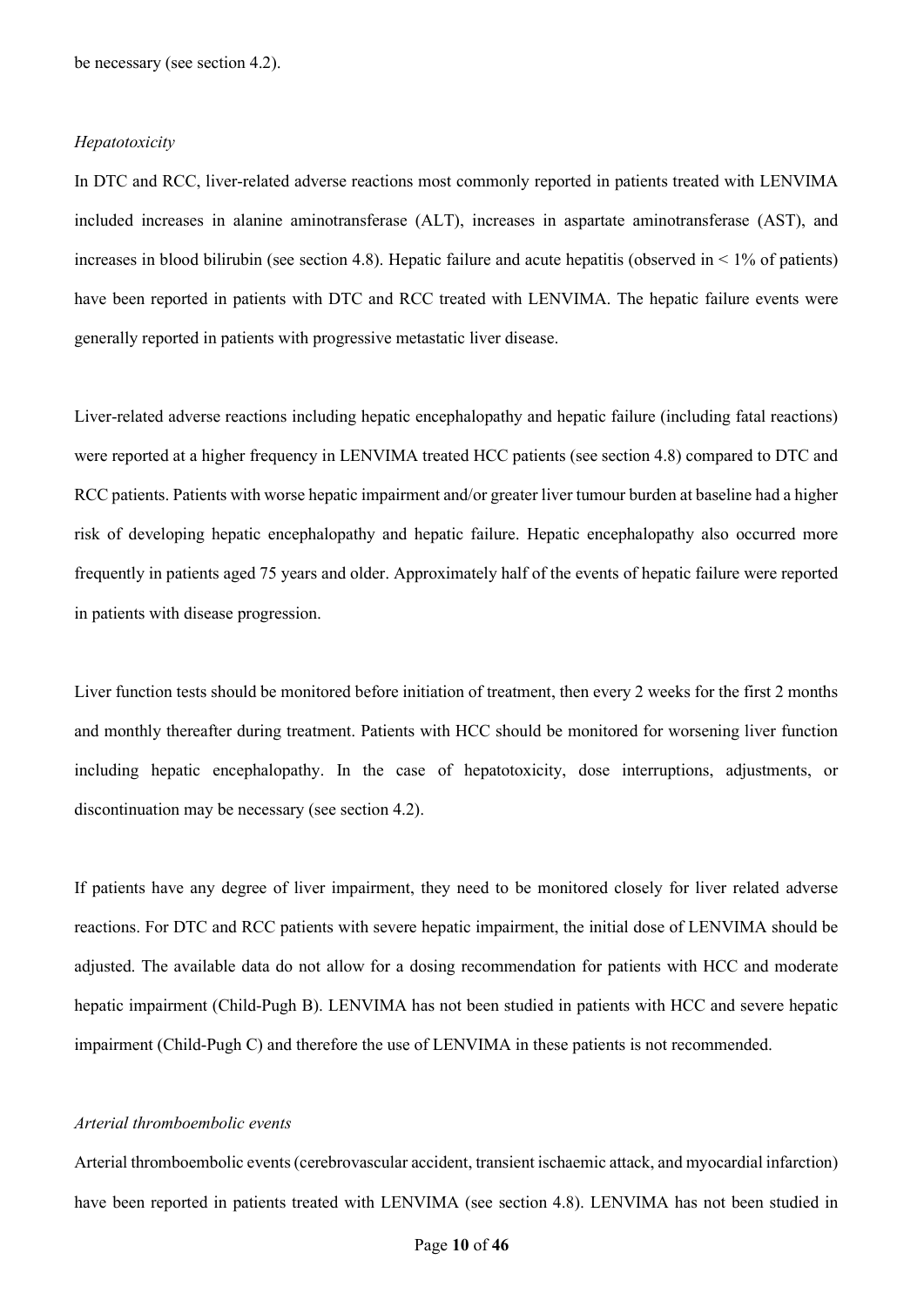be necessary (see section 4.2).

*Hepatotoxicity*

In DTC and RCC, liver-related adverse reactions most commonly reported in patients treated with LENVIMA included increases in alanine aminotransferase (ALT), increases in aspartate aminotransferase (AST), and increases in blood bilirubin (see section 4.8). Hepatic failure and acute hepatitis (observed in < 1% of patients) have been reported in patients with DTC and RCC treated with LENVIMA. The hepatic failure events were generally reported in patients with progressive metastatic liver disease.

Liver-related adverse reactions including hepatic encephalopathy and hepatic failure (including fatal reactions) were reported at a higher frequency in LENVIMA treated HCC patients (see section 4.8) compared to DTC and RCC patients. Patients with worse hepatic impairment and/or greater liver tumour burden at baseline had a higher risk of developing hepatic encephalopathy and hepatic failure. Hepatic encephalopathy also occurred more frequently in patients aged 75 years and older. Approximately half of the events of hepatic failure were reported in patients with disease progression.

Liver function tests should be monitored before initiation of treatment, then every 2 weeks for the first 2 months and monthly thereafter during treatment. Patients with HCC should be monitored for worsening liver function including hepatic encephalopathy. In the case of hepatotoxicity, dose interruptions, adjustments, or discontinuation may be necessary (see section 4.2).

If patients have any degree of liver impairment, they need to be monitored closely for liver related adverse reactions. For DTC and RCC patients with severe hepatic impairment, the initial dose of LENVIMA should be adjusted. The available data do not allow for a dosing recommendation for patients with HCC and moderate hepatic impairment (Child-Pugh B). LENVIMA has not been studied in patients with HCC and severe hepatic impairment (Child-Pugh C) and therefore the use of LENVIMA in these patients is not recommended.

*Arterial thromboembolic events*

Arterial thromboembolic events (cerebrovascular accident, transient ischaemic attack, and myocardial infarction) have been reported in patients treated with LENVIMA (see section 4.8). LENVIMA has not been studied in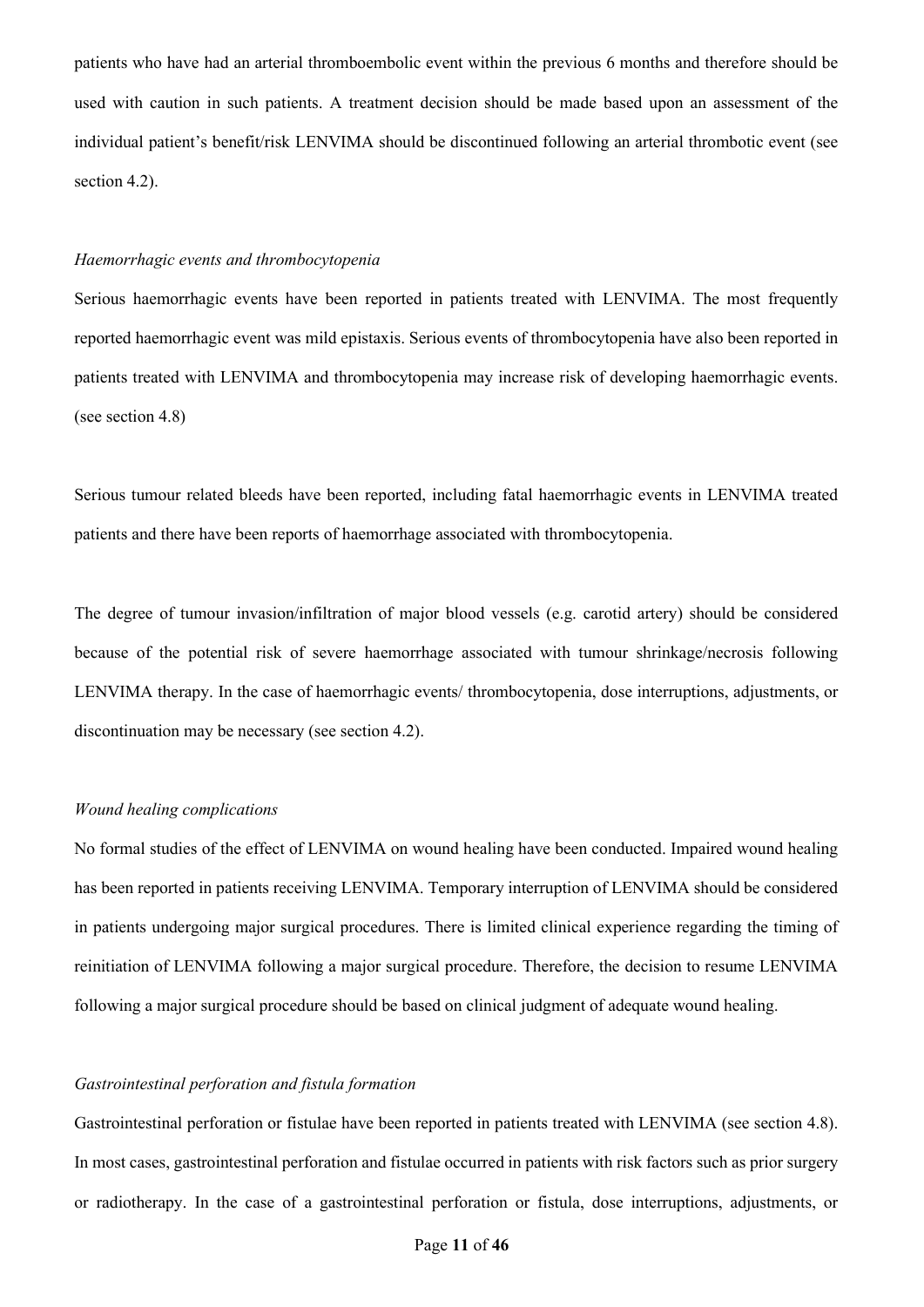patients who have had an arterial thromboembolic event within the previous 6 months and therefore should be used with caution in such patients. A treatment decision should be made based upon an assessment of the individual patient's benefit/risk LENVIMA should be discontinued following an arterial thrombotic event (see section 4.2).

*Haemorrhagic events and thrombocytopenia*

Serious haemorrhagic events have been reported in patients treated with LENVIMA. The most frequently reported haemorrhagic event was mild epistaxis. Serious events of thrombocytopenia have also been reported in patients treated with LENVIMA and thrombocytopenia may increase risk of developing haemorrhagic events. (see section 4.8)

Serious tumour related bleeds have been reported, including fatal haemorrhagic events in LENVIMA treated patients and there have been reports of haemorrhage associated with thrombocytopenia.

The degree of tumour invasion/infiltration of major blood vessels (e.g. carotid artery) should be considered because of the potential risk of severe haemorrhage associated with tumour shrinkage/necrosis following LENVIMA therapy. In the case of haemorrhagic events/ thrombocytopenia, dose interruptions, adjustments, or discontinuation may be necessary (see section 4.2).

*Wound healing complications*

No formal studies of the effect of LENVIMA on wound healing have been conducted. Impaired wound healing has been reported in patients receiving LENVIMA. Temporary interruption of LENVIMA should be considered in patients undergoing major surgical procedures. There is limited clinical experience regarding the timing of reinitiation of LENVIMA following a major surgical procedure. Therefore, the decision to resume LENVIMA following a major surgical procedure should be based on clinical judgment of adequate wound healing.

*Gastrointestinal perforation and fistula formation*

Gastrointestinal perforation or fistulae have been reported in patients treated with LENVIMA (see section 4.8). In most cases, gastrointestinal perforation and fistulae occurred in patients with risk factors such as prior surgery or radiotherapy. In the case of a gastrointestinal perforation or fistula, dose interruptions, adjustments, or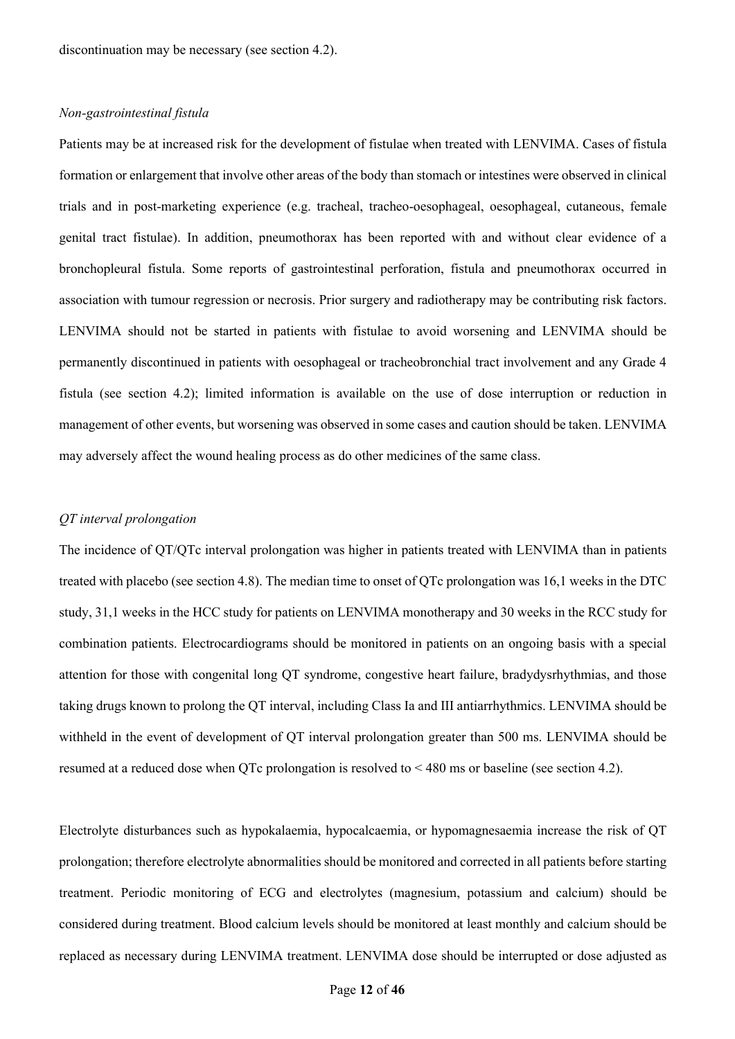discontinuation may be necessary (see section 4.2).

*Non-gastrointestinal fistula*

Patients may be at increased risk for the development of fistulae when treated with LENVIMA. Cases of fistula formation or enlargement that involve other areas of the body than stomach or intestines were observed in clinical trials and in post-marketing experience (e.g. tracheal, tracheo-oesophageal, oesophageal, cutaneous, female genital tract fistulae). In addition, pneumothorax has been reported with and without clear evidence of a bronchopleural fistula. Some reports of gastrointestinal perforation, fistula and pneumothorax occurred in association with tumour regression or necrosis. Prior surgery and radiotherapy may be contributing risk factors. LENVIMA should not be started in patients with fistulae to avoid worsening and LENVIMA should be permanently discontinued in patients with oesophageal or tracheobronchial tract involvement and any Grade 4 fistula (see section 4.2); limited information is available on the use of dose interruption or reduction in management of other events, but worsening was observed in some cases and caution should be taken. LENVIMA may adversely affect the wound healing process as do other medicines of the same class.

*QT interval prolongation*

The incidence of QT/QTc interval prolongation was higher in patients treated with LENVIMA than in patients treated with placebo (see section 4.8). The median time to onset of QTc prolongation was 16,1 weeks in the DTC study, 31,1 weeks in the HCC study for patients on LENVIMA monotherapy and 30 weeks in the RCC study for combination patients. Electrocardiograms should be monitored in patients on an ongoing basis with a special attention for those with congenital long QT syndrome, congestive heart failure, bradydysrhythmias, and those taking drugs known to prolong the QT interval, including Class Ia and III antiarrhythmics. LENVIMA should be withheld in the event of development of QT interval prolongation greater than 500 ms. LENVIMA should be resumed at a reduced dose when QTc prolongation is resolved to < 480 ms or baseline (see section 4.2).

Electrolyte disturbances such as hypokalaemia, hypocalcaemia, or hypomagnesaemia increase the risk of QT prolongation; therefore electrolyte abnormalities should be monitored and corrected in all patients before starting treatment. Periodic monitoring of ECG and electrolytes (magnesium, potassium and calcium) should be considered during treatment. Blood calcium levels should be monitored at least monthly and calcium should be replaced as necessary during LENVIMA treatment. LENVIMA dose should be interrupted or dose adjusted as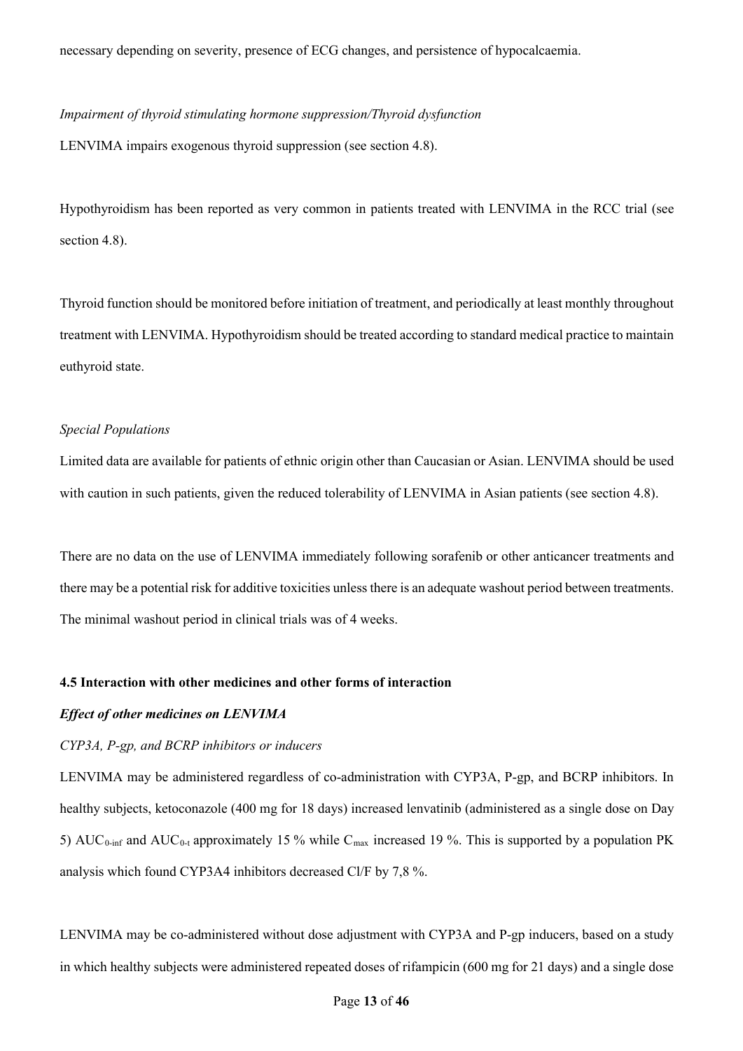necessary depending on severity, presence of ECG changes, and persistence of hypocalcaemia.

*Impairment of thyroid stimulating hormone suppression/Thyroid dysfunction*

LENVIMA impairs exogenous thyroid suppression (see section 4.8).

Hypothyroidism has been reported as very common in patients treated with LENVIMA in the RCC trial (see section 4.8).

Thyroid function should be monitored before initiation of treatment, and periodically at least monthly throughout treatment with LENVIMA. Hypothyroidism should be treated according to standard medical practice to maintain euthyroid state.

*Special Populations*

Limited data are available for patients of ethnic origin other than Caucasian or Asian. LENVIMA should be used with caution in such patients, given the reduced tolerability of LENVIMA in Asian patients (see section 4.8).

There are no data on the use of LENVIMA immediately following sorafenib or other anticancer treatments and there may be a potential risk for additive toxicities unless there is an adequate washout period between treatments. The minimal washout period in clinical trials was of 4 weeks.

### 4.5 Interaction with other medicines and other forms of interaction

***Effect of other medicines on LENVIMA***

*CYP3A, P-gp, and BCRP inhibitors or inducers*

LENVIMA may be administered regardless of co-administration with CYP3A, P-gp, and BCRP inhibitors. In healthy subjects, ketoconazole (400 mg for 18 days) increased lenvatinib (administered as a single dose on Day 5) $AUC_{0\text{-inf}}$ and $AUC_{0\text{-t}}$ approximately 15 % while $C_{max}$ increased 19 %. This is supported by a population PK analysis which found CYP3A4 inhibitors decreased Cl/F by 7,8 %.

LENVIMA may be co-administered without dose adjustment with CYP3A and P-gp inducers, based on a study in which healthy subjects were administered repeated doses of rifampicin (600 mg for 21 days) and a single dose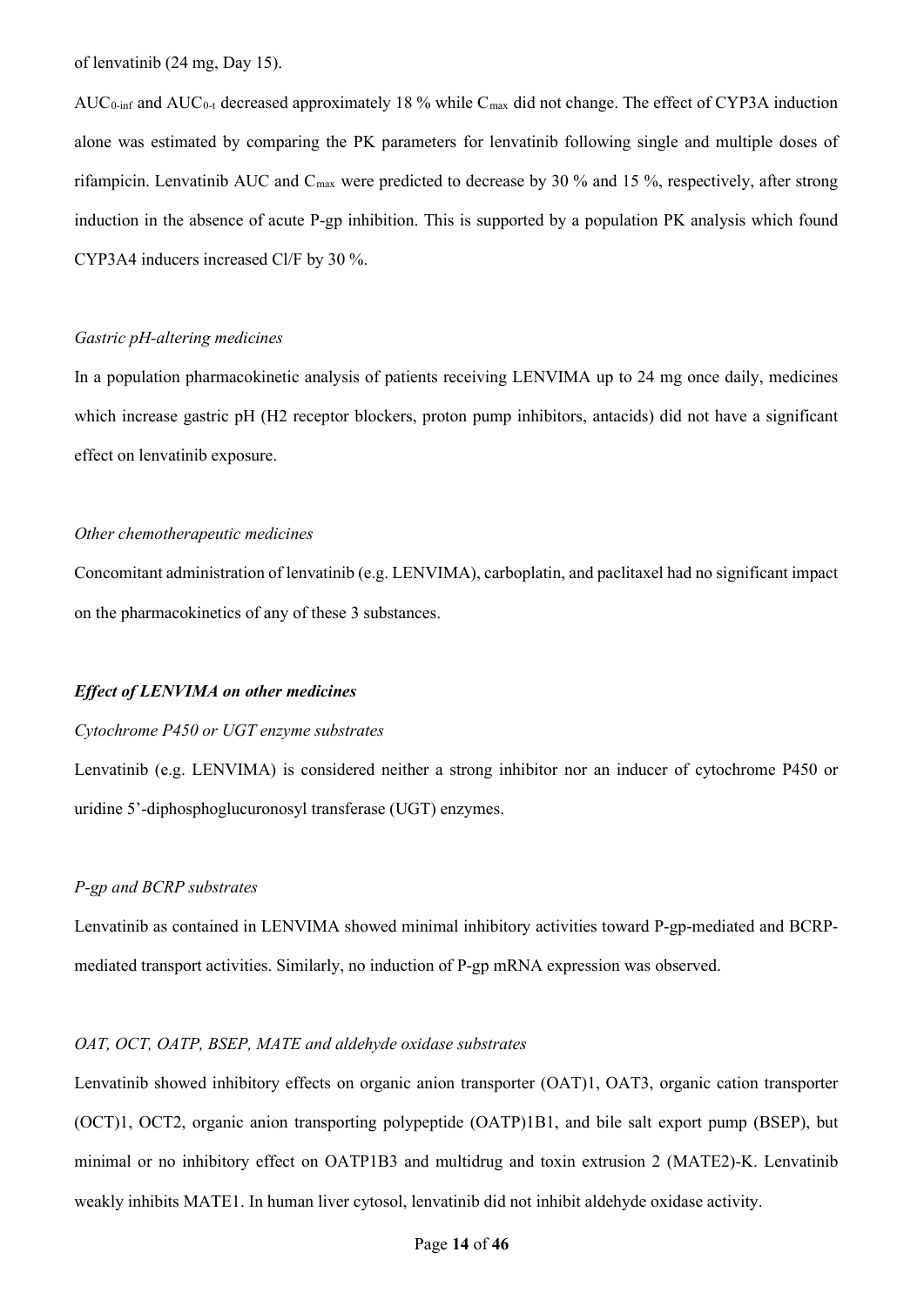of lenvatinib (24 mg, Day 15).

$AUC_{0\text{-}inf}$ and $AUC_{0\text{-}t}$ decreased approximately 18 % while $C_{max}$ did not change. The effect of CYP3A induction alone was estimated by comparing the PK parameters for lenvatinib following single and multiple doses of rifampicin. Lenvatinib AUC and $C_{max}$ were predicted to decrease by 30 % and 15 %, respectively, after strong induction in the absence of acute P-gp inhibition. This is supported by a population PK analysis which found CYP3A4 inducers increased Cl/F by 30 %.

*Gastric pH-altering medicines*

In a population pharmacokinetic analysis of patients receiving LENVIMA up to 24 mg once daily, medicines which increase gastric pH (H2 receptor blockers, proton pump inhibitors, antacids) did not have a significant effect on lenvatinib exposure.

*Other chemotherapeutic medicines*

Concomitant administration of lenvatinib (e.g. LENVIMA), carboplatin, and paclitaxel had no significant impact on the pharmacokinetics of any of these 3 substances.

***Effect of LENVIMA on other medicines***

*Cytochrome P450 or UGT enzyme substrates*

Lenvatinib (e.g. LENVIMA) is considered neither a strong inhibitor nor an inducer of cytochrome P450 or uridine 5'-diphosphoglucuronosyl transferase (UGT) enzymes.

*P-gp and BCRP substrates*

Lenvatinib as contained in LENVIMA showed minimal inhibitory activities toward P-gp-mediated and BCRP-mediated transport activities. Similarly, no induction of P-gp mRNA expression was observed.

*OAT, OCT, OATP, BSEP, MATE and aldehyde oxidase substrates*

Lenvatinib showed inhibitory effects on organic anion transporter (OAT)1, OAT3, organic cation transporter (OCT)1, OCT2, organic anion transporting polypeptide (OATP)1B1, and bile salt export pump (BSEP), but minimal or no inhibitory effect on OATP1B3 and multidrug and toxin extrusion 2 (MATE2)-K. Lenvatinib weakly inhibits MATE1. In human liver cytosol, lenvatinib did not inhibit aldehyde oxidase activity.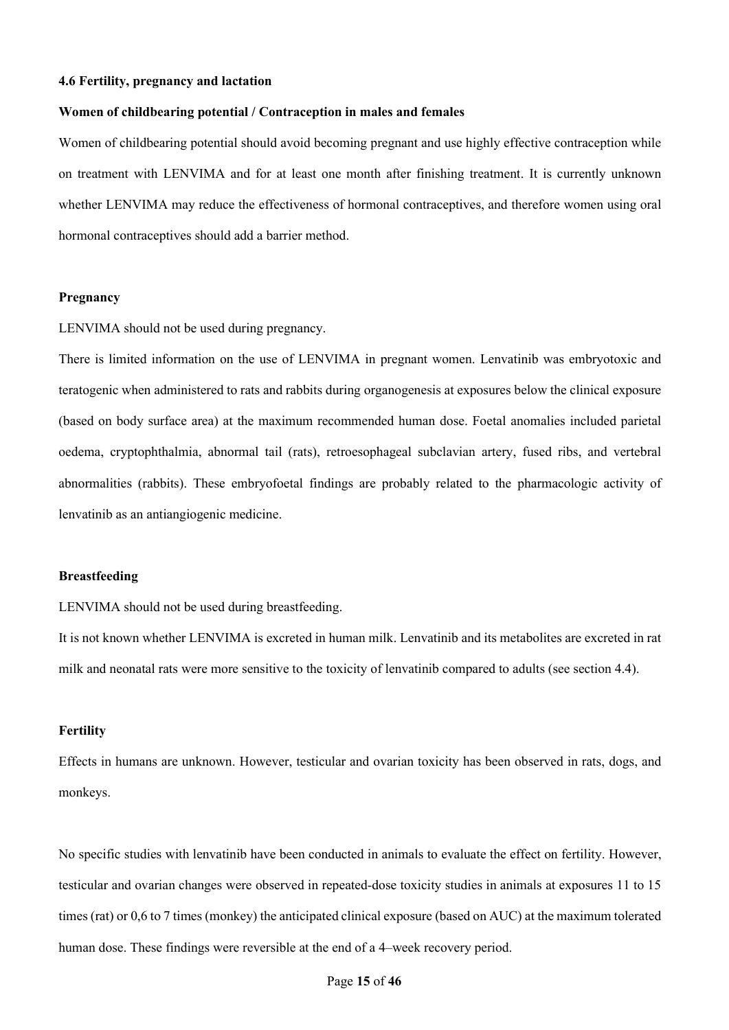### 4.6 Fertility, pregnancy and lactation

**Women of childbearing potential / Contraception in males and females**

Women of childbearing potential should avoid becoming pregnant and use highly effective contraception while on treatment with LENVIMA and for at least one month after finishing treatment. It is currently unknown whether LENVIMA may reduce the effectiveness of hormonal contraceptives, and therefore women using oral hormonal contraceptives should add a barrier method.

**Pregnancy**

LENVIMA should not be used during pregnancy.

There is limited information on the use of LENVIMA in pregnant women. Lenvatinib was embryotoxic and teratogenic when administered to rats and rabbits during organogenesis at exposures below the clinical exposure (based on body surface area) at the maximum recommended human dose. Foetal anomalies included parietal oedema, cryptophthalmia, abnormal tail (rats), retroesophageal subclavian artery, fused ribs, and vertebral abnormalities (rabbits). These embryofoetal findings are probably related to the pharmacologic activity of lenvatinib as an antiangiogenic medicine.

**Breastfeeding**

LENVIMA should not be used during breastfeeding.

It is not known whether LENVIMA is excreted in human milk. Lenvatinib and its metabolites are excreted in rat milk and neonatal rats were more sensitive to the toxicity of lenvatinib compared to adults (see section 4.4).

**Fertility**

Effects in humans are unknown. However, testicular and ovarian toxicity has been observed in rats, dogs, and monkeys.

No specific studies with lenvatinib have been conducted in animals to evaluate the effect on fertility. However, testicular and ovarian changes were observed in repeated-dose toxicity studies in animals at exposures 11 to 15 times (rat) or 0,6 to 7 times (monkey) the anticipated clinical exposure (based on AUC) at the maximum tolerated human dose. These findings were reversible at the end of a 4–week recovery period.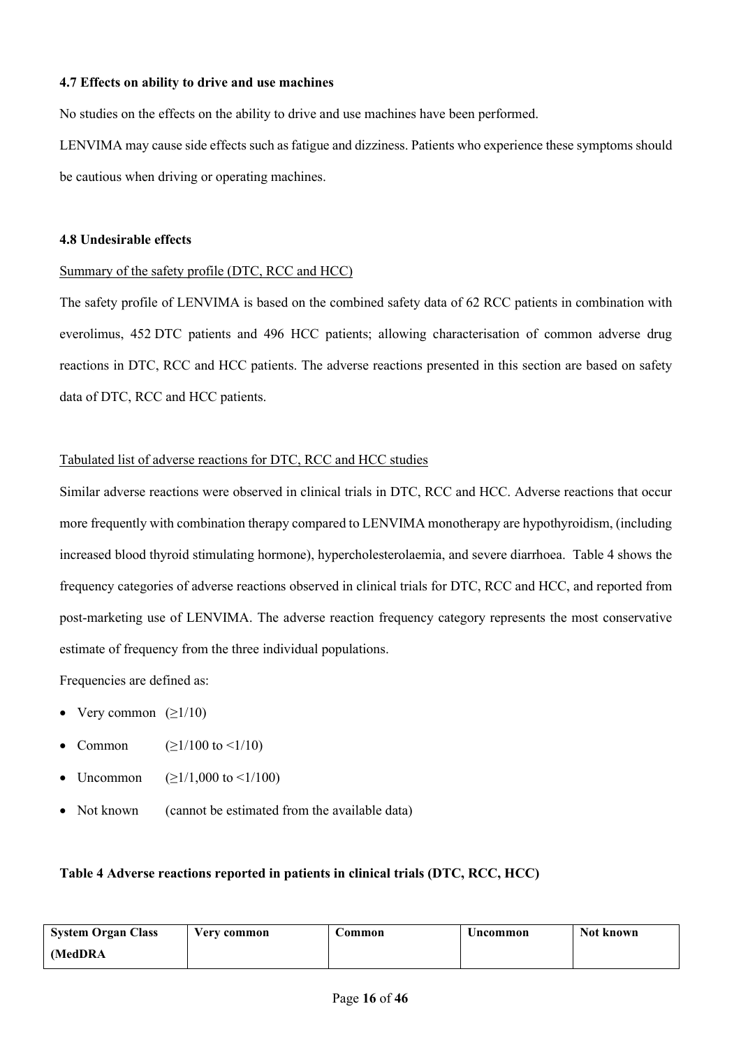**4.7 Effects on ability to drive and use machines**

No studies on the effects on the ability to drive and use machines have been performed.

LENVIMA may cause side effects such as fatigue and dizziness. Patients who experience these symptoms should be cautious when driving or operating machines.

**4.8 Undesirable effects**

Summary of the safety profile (DTC, RCC and HCC)

The safety profile of LENVIMA is based on the combined safety data of 62 RCC patients in combination with everolimus, 452 DTC patients and 496 HCC patients; allowing characterisation of common adverse drug reactions in DTC, RCC and HCC patients. The adverse reactions presented in this section are based on safety data of DTC, RCC and HCC patients.

Tabulated list of adverse reactions for DTC, RCC and HCC studies

Similar adverse reactions were observed in clinical trials in DTC, RCC and HCC. Adverse reactions that occur more frequently with combination therapy compared to LENVIMA monotherapy are hypothyroidism, (including increased blood thyroid stimulating hormone), hypercholesterolaemia, and severe diarrhoea. Table 4 shows the frequency categories of adverse reactions observed in clinical trials for DTC, RCC and HCC, and reported from post-marketing use of LENVIMA. The adverse reaction frequency category represents the most conservative estimate of frequency from the three individual populations.

Frequencies are defined as:

- Very common (≥1/10)
- Common (≥1/100 to <1/10)
- Uncommon (≥1/1,000 to <1/100)
- Not known (cannot be estimated from the available data)

**Table 4 Adverse reactions reported in patients in clinical trials (DTC, RCC, HCC)**

| System Organ Class (MedDRA | Very common | Common | Uncommon | Not known |
|---|---|---|---|---|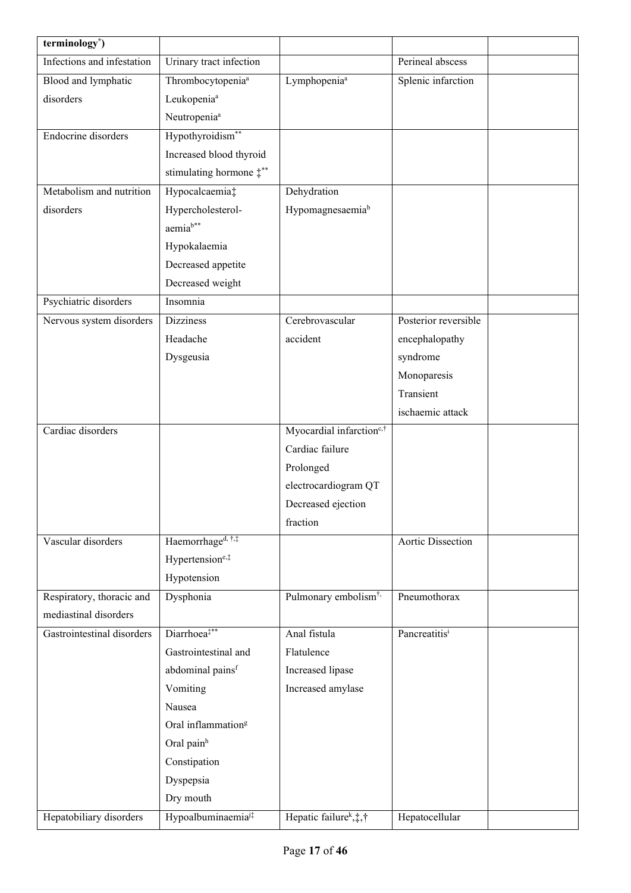| terminology[*]) | | | | |
|---|---|---|---|---|
| Infections and infestation | Urinary tract infection | | Perineal abscess | |
| Blood and lymphatic disorders | Thrombocytopenia[a]<br>Leukopenia[a]<br>Neutropenia[a] | Lymphopenia[a] | Splenic infarction | |
| Endocrine disorders | Hypothyroidism[**]<br>Increased blood thyroid stimulating hormone ‡[**] | | | |
| Metabolism and nutrition disorders | Hypocalcaemia‡<br>Hypercholesterol-aemia[b**]<br>Hypokalaemia<br>Decreased appetite<br>Decreased weight | Dehydration<br>Hypomagnesaemia[b] | | |
| Psychiatric disorders | Insomnia | | | |
| Nervous system disorders | Dizziness<br>Headache<br>Dysgeusia | Cerebrovascular accident | Posterior reversible encephalopathy syndrome<br>Monoparesis<br>Transient ischaemic attack | |
| Cardiac disorders | | Myocardial infarction[c,†]<br>Cardiac failure<br>Prolonged electrocardiogram QT<br>Decreased ejection fraction | | |
| Vascular disorders | Haemorrhage[d, †,‡]<br>Hypertension[e,‡]<br>Hypotension | | Aortic Dissection | |
| Respiratory, thoracic and mediastinal disorders | Dysphonia | Pulmonary embolism[†,] | Pneumothorax | |
| Gastrointestinal disorders | Diarrhoea[‡**]<br>Gastrointestinal and abdominal pains[f]<br>Vomiting<br>Nausea<br>Oral inflammation[g]<br>Oral pain[h]<br>Constipation<br>Dyspepsia<br>Dry mouth | Anal fistula<br>Flatulence<br>Increased lipase<br>Increased amylase | Pancreatitis[i] | |
| Hepatobiliary disorders | Hypoalbuminaemia[j‡] | Hepatic failure[k],‡,† | Hepatocellular | |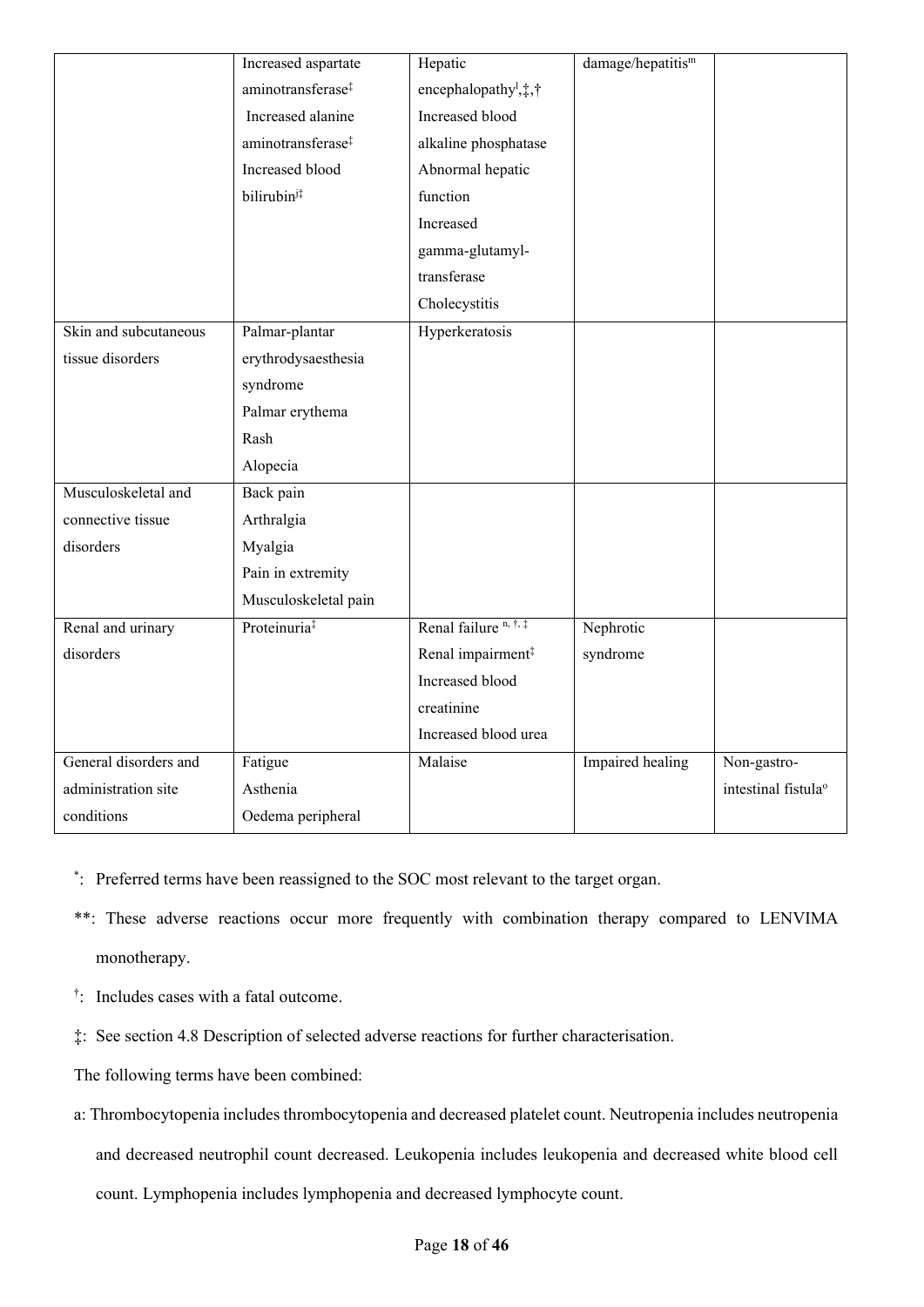|  | Increased aspartate aminotransferase‡<br>Increased alanine aminotransferase‡<br>Increased blood bilirubin[j]‡ | Hepatic encephalopathy[l],‡,†<br>Increased blood alkaline phosphatase<br>Abnormal hepatic function<br>Increased gamma-glutamyl-transferase<br>Cholecystitis | damage/hepatitis[m] |  |
|---|---|---|---|---|
| Skin and subcutaneous tissue disorders | Palmar-plantar erythrodysaesthesia syndrome<br>Palmar erythema<br>Rash<br>Alopecia | Hyperkeratosis |  |  |
| Musculoskeletal and connective tissue disorders | Back pain<br>Arthralgia<br>Myalgia<br>Pain in extremity<br>Musculoskeletal pain |  |  |  |
| Renal and urinary disorders | Proteinuria‡ | Renal failure [n, †, ‡]<br>Renal impairment‡<br>Increased blood creatinine<br>Increased blood urea | Nephrotic syndrome |  |
| General disorders and administration site conditions | Fatigue<br>Asthenia<br>Oedema peripheral | Malaise | Impaired healing | Non-gastro-intestinal fistula[o] |

*: Preferred terms have been reassigned to the SOC most relevant to the target organ.

**: These adverse reactions occur more frequently with combination therapy compared to LENVIMA monotherapy.

†: Includes cases with a fatal outcome.

‡: See section 4.8 Description of selected adverse reactions for further characterisation.

The following terms have been combined:

a: Thrombocytopenia includes thrombocytopenia and decreased platelet count. Neutropenia includes neutropenia and decreased neutrophil count decreased. Leukopenia includes leukopenia and decreased white blood cell count. Lymphopenia includes lymphopenia and decreased lymphocyte count.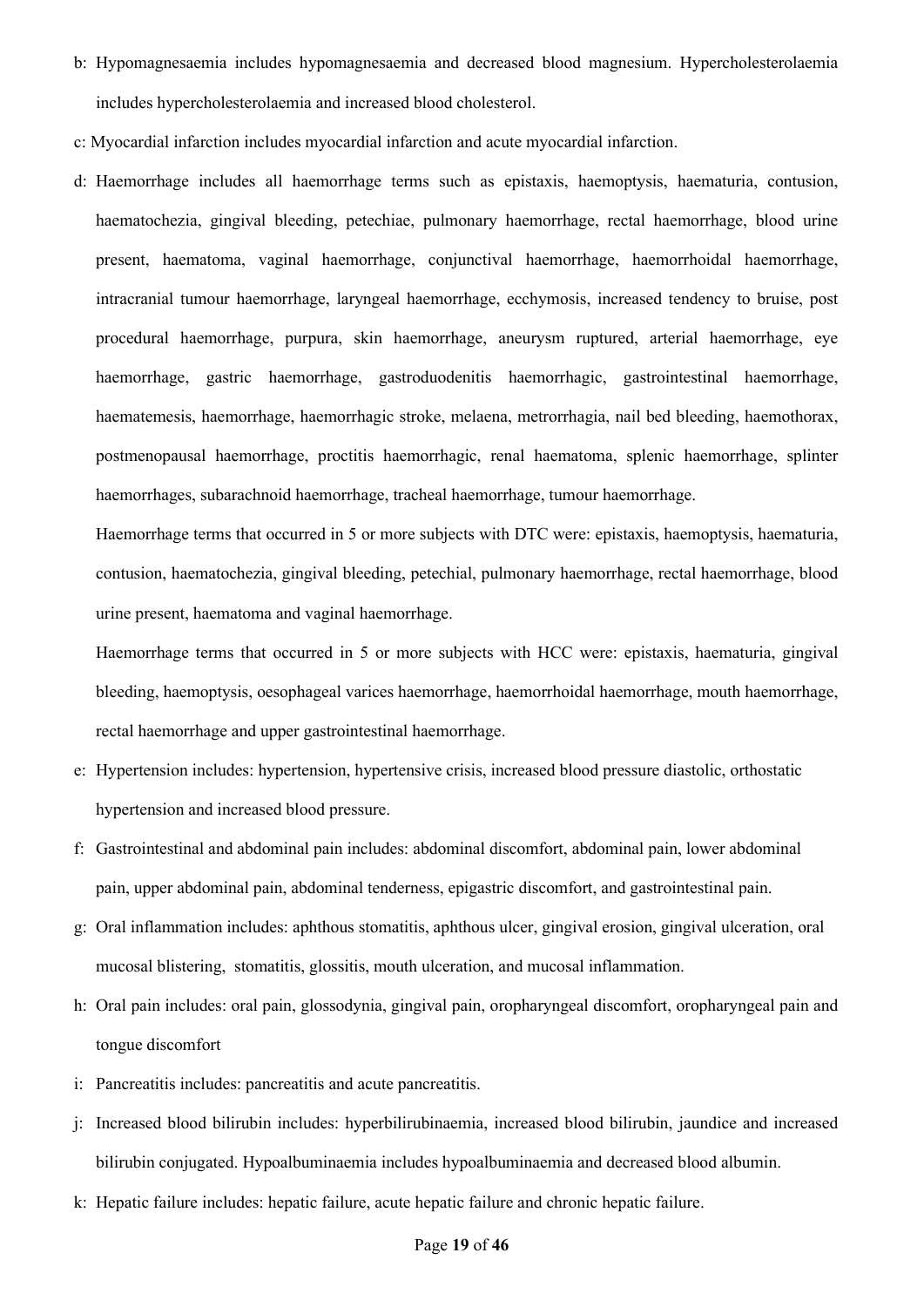b: Hypomagnesaemia includes hypomagnesaemia and decreased blood magnesium. Hypercholesterolaemia includes hypercholesterolaemia and increased blood cholesterol.

c: Myocardial infarction includes myocardial infarction and acute myocardial infarction.

d: Haemorrhage includes all haemorrhage terms such as epistaxis, haemoptysis, haematuria, contusion, haematochezia, gingival bleeding, petechiae, pulmonary haemorrhage, rectal haemorrhage, blood urine present, haematoma, vaginal haemorrhage, conjunctival haemorrhage, haemorrhoidal haemorrhage, intracranial tumour haemorrhage, laryngeal haemorrhage, ecchymosis, increased tendency to bruise, post procedural haemorrhage, purpura, skin haemorrhage, aneurysm ruptured, arterial haemorrhage, eye haemorrhage, gastric haemorrhage, gastroduodenitis haemorrhagic, gastrointestinal haemorrhage, haematemesis, haemorrhage, haemorrhagic stroke, melaena, metrorrhagia, nail bed bleeding, haemothorax, postmenopausal haemorrhage, proctitis haemorrhagic, renal haematoma, splenic haemorrhage, splinter haemorrhages, subarachnoid haemorrhage, tracheal haemorrhage, tumour haemorrhage.

Haemorrhage terms that occurred in 5 or more subjects with DTC were: epistaxis, haemoptysis, haematuria, contusion, haematochezia, gingival bleeding, petechial, pulmonary haemorrhage, rectal haemorrhage, blood urine present, haematoma and vaginal haemorrhage.

Haemorrhage terms that occurred in 5 or more subjects with HCC were: epistaxis, haematuria, gingival bleeding, haemoptysis, oesophageal varices haemorrhage, haemorrhoidal haemorrhage, mouth haemorrhage, rectal haemorrhage and upper gastrointestinal haemorrhage.

e: Hypertension includes: hypertension, hypertensive crisis, increased blood pressure diastolic, orthostatic hypertension and increased blood pressure.

f: Gastrointestinal and abdominal pain includes: abdominal discomfort, abdominal pain, lower abdominal pain, upper abdominal pain, abdominal tenderness, epigastric discomfort, and gastrointestinal pain.

g: Oral inflammation includes: aphthous stomatitis, aphthous ulcer, gingival erosion, gingival ulceration, oral mucosal blistering, stomatitis, glossitis, mouth ulceration, and mucosal inflammation.

h: Oral pain includes: oral pain, glossodynia, gingival pain, oropharyngeal discomfort, oropharyngeal pain and tongue discomfort

i: Pancreatitis includes: pancreatitis and acute pancreatitis.

j: Increased blood bilirubin includes: hyperbilirubinaemia, increased blood bilirubin, jaundice and increased bilirubin conjugated. Hypoalbuminaemia includes hypoalbuminaemia and decreased blood albumin.

k: Hepatic failure includes: hepatic failure, acute hepatic failure and chronic hepatic failure.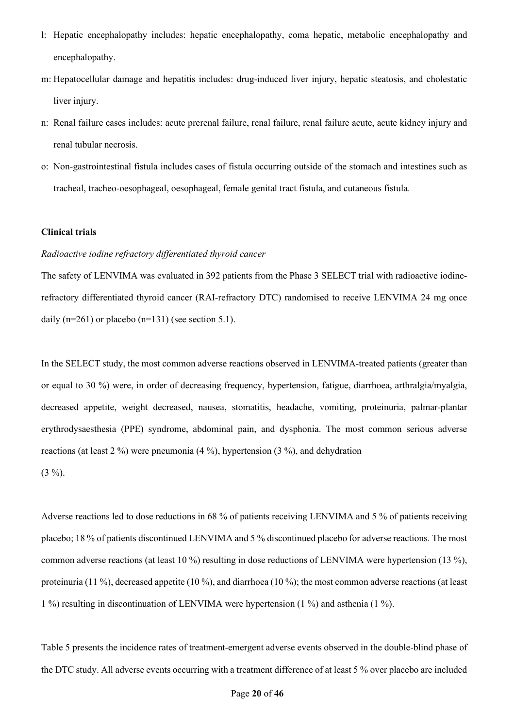l: Hepatic encephalopathy includes: hepatic encephalopathy, coma hepatic, metabolic encephalopathy and encephalopathy.

m: Hepatocellular damage and hepatitis includes: drug-induced liver injury, hepatic steatosis, and cholestatic liver injury.

n: Renal failure cases includes: acute prerenal failure, renal failure, renal failure acute, acute kidney injury and renal tubular necrosis.

o: Non-gastrointestinal fistula includes cases of fistula occurring outside of the stomach and intestines such as tracheal, tracheo-oesophageal, oesophageal, female genital tract fistula, and cutaneous fistula.

**Clinical trials**

*Radioactive iodine refractory differentiated thyroid cancer*

The safety of LENVIMA was evaluated in 392 patients from the Phase 3 SELECT trial with radioactive iodine-refractory differentiated thyroid cancer (RAI-refractory DTC) randomised to receive LENVIMA 24 mg once daily (n=261) or placebo (n=131) (see section 5.1).

In the SELECT study, the most common adverse reactions observed in LENVIMA-treated patients (greater than or equal to 30 %) were, in order of decreasing frequency, hypertension, fatigue, diarrhoea, arthralgia/myalgia, decreased appetite, weight decreased, nausea, stomatitis, headache, vomiting, proteinuria, palmar-plantar erythrodysaesthesia (PPE) syndrome, abdominal pain, and dysphonia. The most common serious adverse reactions (at least 2 %) were pneumonia (4 %), hypertension (3 %), and dehydration (3 %).

Adverse reactions led to dose reductions in 68 % of patients receiving LENVIMA and 5 % of patients receiving placebo; 18 % of patients discontinued LENVIMA and 5 % discontinued placebo for adverse reactions. The most common adverse reactions (at least 10 %) resulting in dose reductions of LENVIMA were hypertension (13 %), proteinuria (11 %), decreased appetite (10 %), and diarrhoea (10 %); the most common adverse reactions (at least 1 %) resulting in discontinuation of LENVIMA were hypertension (1 %) and asthenia (1 %).

Table 5 presents the incidence rates of treatment-emergent adverse events observed in the double-blind phase of the DTC study. All adverse events occurring with a treatment difference of at least 5 % over placebo are included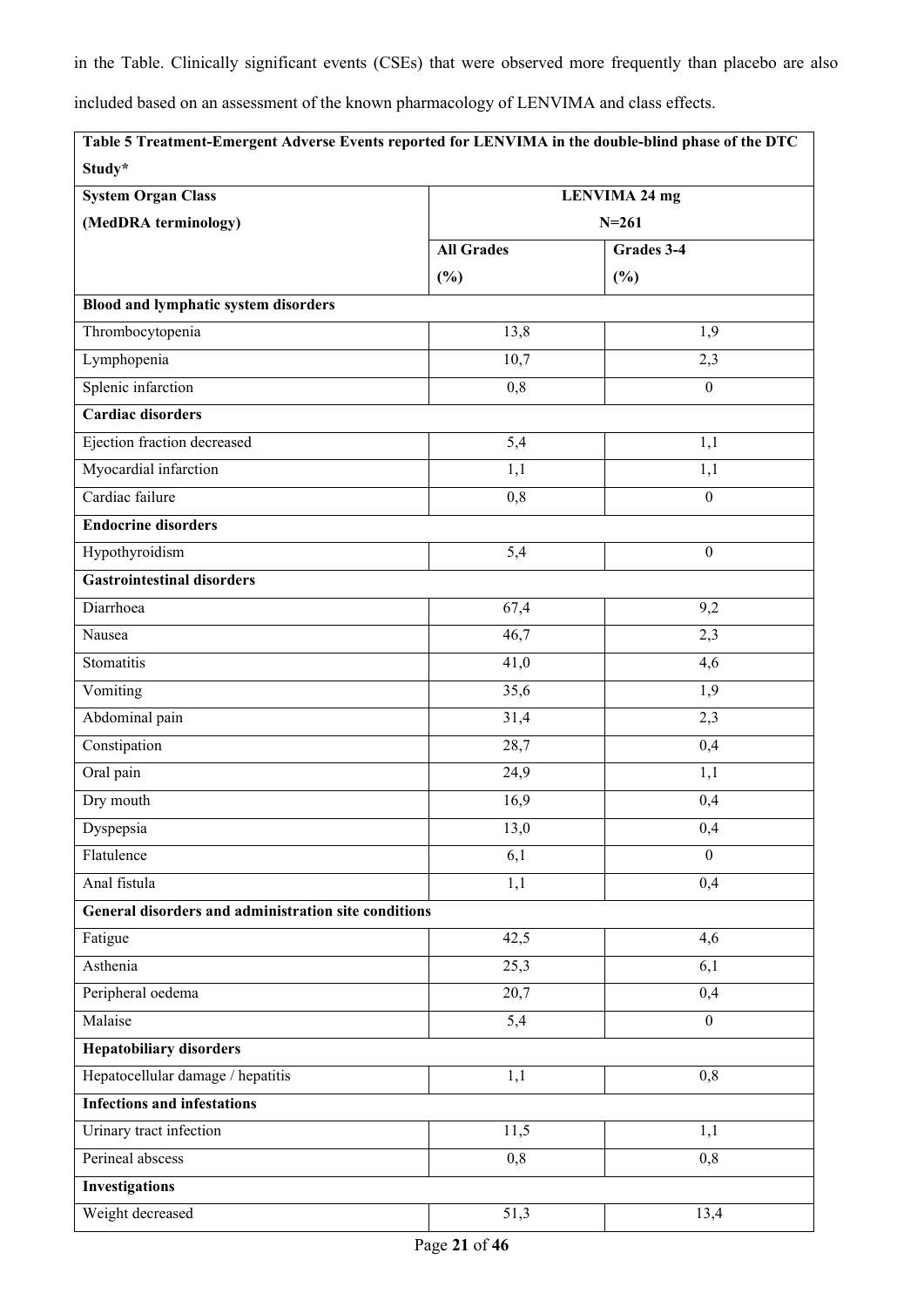in the Table. Clinically significant events (CSEs) that were observed more frequently than placebo are also included based on an assessment of the known pharmacology of LENVIMA and class effects.

| **Table 5 Treatment-Emergent Adverse Events reported for LENVIMA in the double-blind phase of the DTC Study*** | | |
|---|---|---|
| **System Organ Class (MedDRA terminology)** | **LENVIMA 24 mg N=261** | |
| | **All Grades (%)** | **Grades 3-4 (%)** |
| **Blood and lymphatic system disorders** | | |
| Thrombocytopenia | 13,8 | 1,9 |
| Lymphopenia | 10,7 | 2,3 |
| Splenic infarction | 0,8 | 0 |
| **Cardiac disorders** | | |
| Ejection fraction decreased | 5,4 | 1,1 |
| Myocardial infarction | 1,1 | 1,1 |
| Cardiac failure | 0,8 | 0 |
| **Endocrine disorders** | | |
| Hypothyroidism | 5,4 | 0 |
| **Gastrointestinal disorders** | | |
| Diarrhoea | 67,4 | 9,2 |
| Nausea | 46,7 | 2,3 |
| Stomatitis | 41,0 | 4,6 |
| Vomiting | 35,6 | 1,9 |
| Abdominal pain | 31,4 | 2,3 |
| Constipation | 28,7 | 0,4 |
| Oral pain | 24,9 | 1,1 |
| Dry mouth | 16,9 | 0,4 |
| Dyspepsia | 13,0 | 0,4 |
| Flatulence | 6,1 | 0 |
| Anal fistula | 1,1 | 0,4 |
| **General disorders and administration site conditions** | | |
| Fatigue | 42,5 | 4,6 |
| Asthenia | 25,3 | 6,1 |
| Peripheral oedema | 20,7 | 0,4 |
| Malaise | 5,4 | 0 |
| **Hepatobiliary disorders** | | |
| Hepatocellular damage / hepatitis | 1,1 | 0,8 |
| **Infections and infestations** | | |
| Urinary tract infection | 11,5 | 1,1 |
| Perineal abscess | 0,8 | 0,8 |
| **Investigations** | | |
| Weight decreased | 51,3 | 13,4 |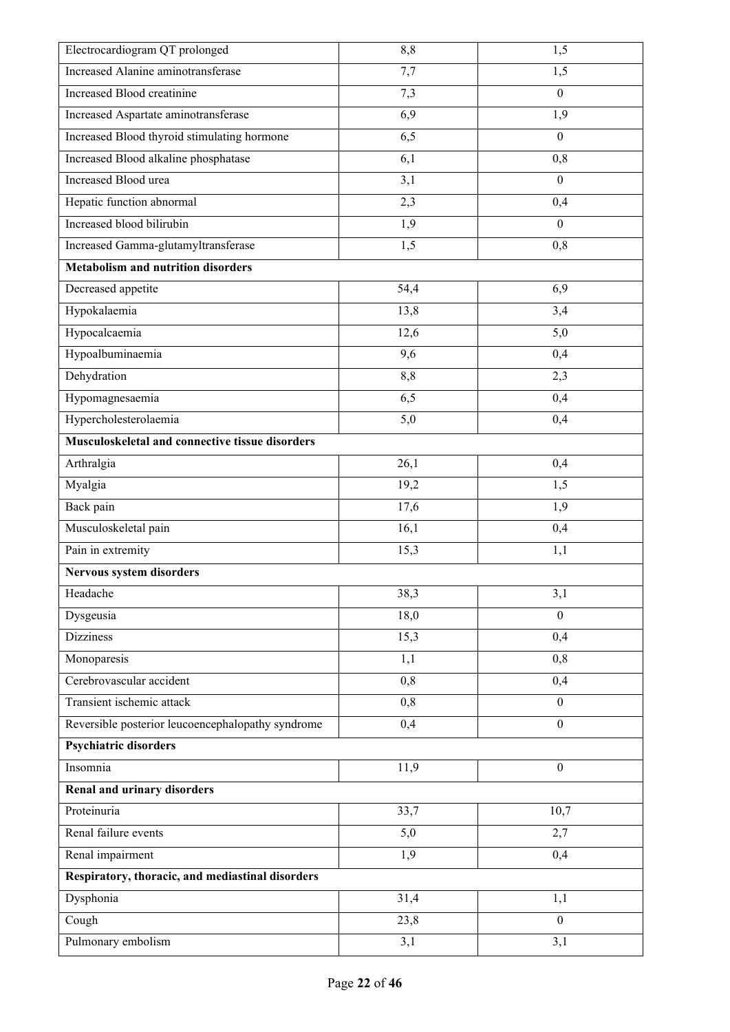| | | |
|---|---|---|
| Electrocardiogram QT prolonged | 8,8 | 1,5 |
| Increased Alanine aminotransferase | 7,7 | 1,5 |
| Increased Blood creatinine | 7,3 | 0 |
| Increased Aspartate aminotransferase | 6,9 | 1,9 |
| Increased Blood thyroid stimulating hormone | 6,5 | 0 |
| Increased Blood alkaline phosphatase | 6,1 | 0,8 |
| Increased Blood urea | 3,1 | 0 |
| Hepatic function abnormal | 2,3 | 0,4 |
| Increased blood bilirubin | 1,9 | 0 |
| Increased Gamma-glutamyltransferase | 1,5 | 0,8 |
| **Metabolism and nutrition disorders** | | |
| Decreased appetite | 54,4 | 6,9 |
| Hypokalaemia | 13,8 | 3,4 |
| Hypocalcaemia | 12,6 | 5,0 |
| Hypoalbuminaemia | 9,6 | 0,4 |
| Dehydration | 8,8 | 2,3 |
| Hypomagnesaemia | 6,5 | 0,4 |
| Hypercholesterolaemia | 5,0 | 0,4 |
| **Musculoskeletal and connective tissue disorders** | | |
| Arthralgia | 26,1 | 0,4 |
| Myalgia | 19,2 | 1,5 |
| Back pain | 17,6 | 1,9 |
| Musculoskeletal pain | 16,1 | 0,4 |
| Pain in extremity | 15,3 | 1,1 |
| **Nervous system disorders** | | |
| Headache | 38,3 | 3,1 |
| Dysgeusia | 18,0 | 0 |
| Dizziness | 15,3 | 0,4 |
| Monoparesis | 1,1 | 0,8 |
| Cerebrovascular accident | 0,8 | 0,4 |
| Transient ischemic attack | 0,8 | 0 |
| Reversible posterior leucoencephalopathy syndrome | 0,4 | 0 |
| **Psychiatric disorders** | | |
| Insomnia | 11,9 | 0 |
| **Renal and urinary disorders** | | |
| Proteinuria | 33,7 | 10,7 |
| Renal failure events | 5,0 | 2,7 |
| Renal impairment | 1,9 | 0,4 |
| **Respiratory, thoracic, and mediastinal disorders** | | |
| Dysphonia | 31,4 | 1,1 |
| Cough | 23,8 | 0 |
| Pulmonary embolism | 3,1 | 3,1 |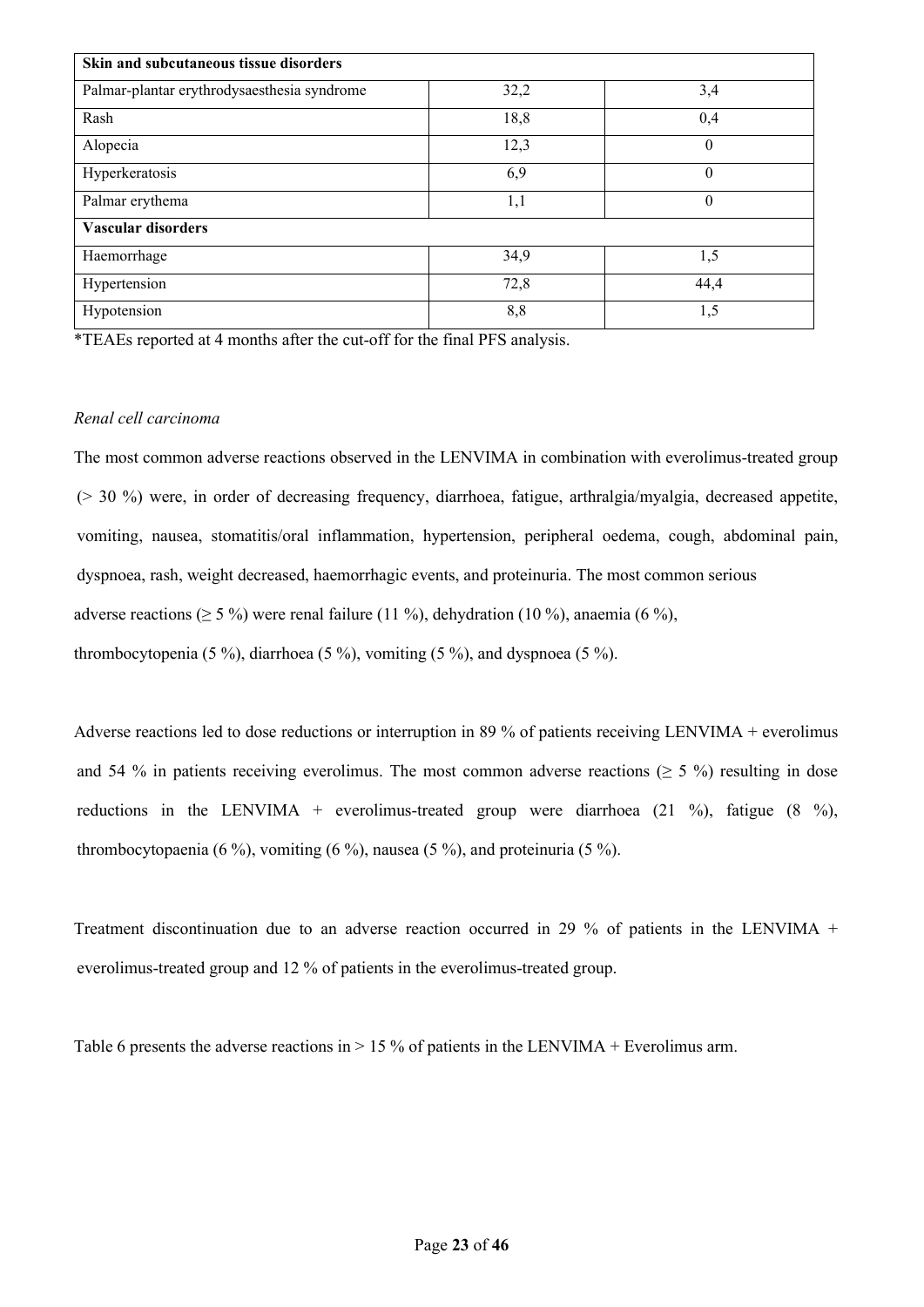| Skin and subcutaneous tissue disorders | | |
|---|---|---|
| Palmar-plantar erythrodysaesthesia syndrome | 32,2 | 3,4 |
| Rash | 18,8 | 0,4 |
| Alopecia | 12,3 | 0 |
| Hyperkeratosis | 6,9 | 0 |
| Palmar erythema | 1,1 | 0 |
| **Vascular disorders** | | |
| Haemorrhage | 34,9 | 1,5 |
| Hypertension | 72,8 | 44,4 |
| Hypotension | 8,8 | 1,5 |

*TEAEs reported at 4 months after the cut-off for the final PFS analysis.

*Renal cell carcinoma*

The most common adverse reactions observed in the LENVIMA in combination with everolimus-treated group (> 30 %) were, in order of decreasing frequency, diarrhoea, fatigue, arthralgia/myalgia, decreased appetite, vomiting, nausea, stomatitis/oral inflammation, hypertension, peripheral oedema, cough, abdominal pain, dyspnoea, rash, weight decreased, haemorrhagic events, and proteinuria. The most common serious adverse reactions (≥ 5 %) were renal failure (11 %), dehydration (10 %), anaemia (6 %), thrombocytopenia (5 %), diarrhoea (5 %), vomiting (5 %), and dyspnoea (5 %).

Adverse reactions led to dose reductions or interruption in 89 % of patients receiving LENVIMA + everolimus and 54 % in patients receiving everolimus. The most common adverse reactions (≥ 5 %) resulting in dose reductions in the LENVIMA + everolimus-treated group were diarrhoea (21 %), fatigue (8 %), thrombocytopaenia (6 %), vomiting (6 %), nausea (5 %), and proteinuria (5 %).

Treatment discontinuation due to an adverse reaction occurred in 29 % of patients in the LENVIMA + everolimus-treated group and 12 % of patients in the everolimus-treated group.

Table 6 presents the adverse reactions in > 15 % of patients in the LENVIMA + Everolimus arm.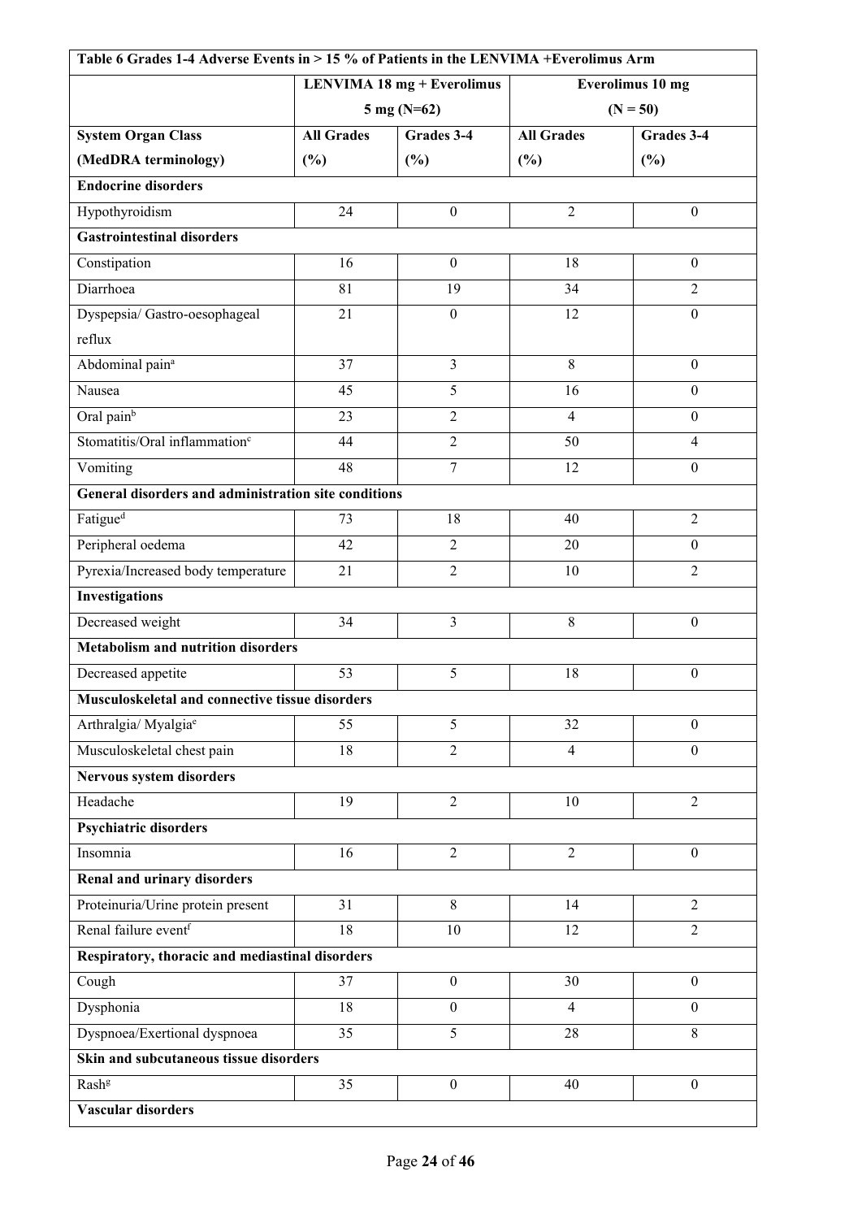| Table 6 Grades 1-4 Adverse Events in > 15 % of Patients in the LENVIMA +Everolimus Arm | | | | |
|---|---|---|---|---|
| | **LENVIMA 18 mg + Everolimus 5 mg (N=62)** | | **Everolimus 10 mg (N = 50)** | |
| **System Organ Class (MedDRA terminology)** | **All Grades (%)** | **Grades 3-4 (%)** | **All Grades (%)** | **Grades 3-4 (%)** |
| **Endocrine disorders** | | | | |
| Hypothyroidism | 24 | 0 | 2 | 0 |
| **Gastrointestinal disorders** | | | | |
| Constipation | 16 | 0 | 18 | 0 |
| Diarrhoea | 81 | 19 | 34 | 2 |
| Dyspepsia/ Gastro-oesophageal reflux | 21 | 0 | 12 | 0 |
| Abdominal pain[a] | 37 | 3 | 8 | 0 |
| Nausea | 45 | 5 | 16 | 0 |
| Oral pain[b] | 23 | 2 | 4 | 0 |
| Stomatitis/Oral inflammation[c] | 44 | 2 | 50 | 4 |
| Vomiting | 48 | 7 | 12 | 0 |
| **General disorders and administration site conditions** | | | | |
| Fatigue[d] | 73 | 18 | 40 | 2 |
| Peripheral oedema | 42 | 2 | 20 | 0 |
| Pyrexia/Increased body temperature | 21 | 2 | 10 | 2 |
| **Investigations** | | | | |
| Decreased weight | 34 | 3 | 8 | 0 |
| **Metabolism and nutrition disorders** | | | | |
| Decreased appetite | 53 | 5 | 18 | 0 |
| **Musculoskeletal and connective tissue disorders** | | | | |
| Arthralgia/ Myalgia[e] | 55 | 5 | 32 | 0 |
| Musculoskeletal chest pain | 18 | 2 | 4 | 0 |
| **Nervous system disorders** | | | | |
| Headache | 19 | 2 | 10 | 2 |
| **Psychiatric disorders** | | | | |
| Insomnia | 16 | 2 | 2 | 0 |
| **Renal and urinary disorders** | | | | |
| Proteinuria/Urine protein present | 31 | 8 | 14 | 2 |
| Renal failure event[f] | 18 | 10 | 12 | 2 |
| **Respiratory, thoracic and mediastinal disorders** | | | | |
| Cough | 37 | 0 | 30 | 0 |
| Dysphonia | 18 | 0 | 4 | 0 |
| Dyspnoea/Exertional dyspnoea | 35 | 5 | 28 | 8 |
| **Skin and subcutaneous tissue disorders** | | | | |
| Rash[g] | 35 | 0 | 40 | 0 |
| **Vascular disorders** | | | | |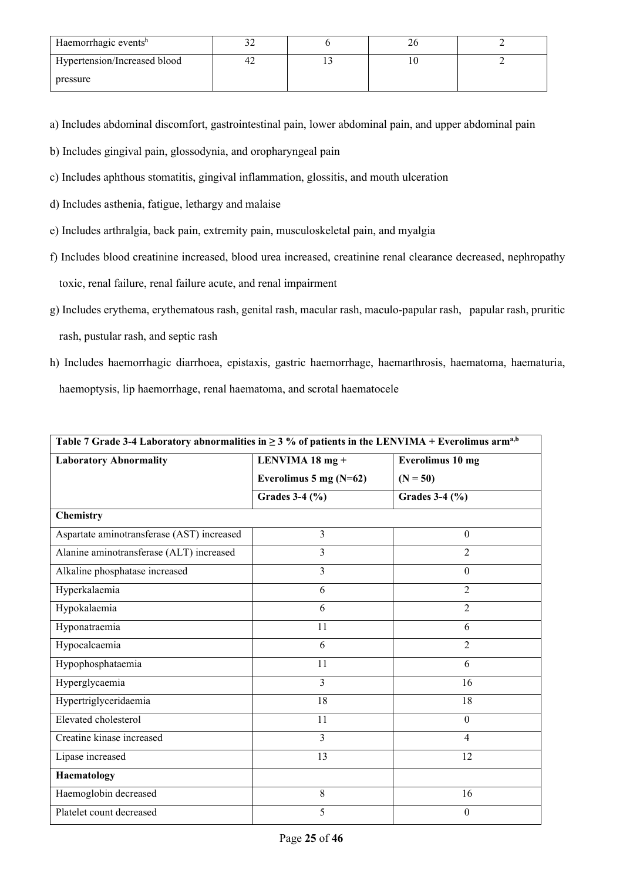| Haemorrhagic events[h] | 32 | 6 | 26 | 2 |
|---|---|---|---|---|
| Hypertension/Increased blood pressure | 42 | 13 | 10 | 2 |

a) Includes abdominal discomfort, gastrointestinal pain, lower abdominal pain, and upper abdominal pain

b) Includes gingival pain, glossodynia, and oropharyngeal pain

c) Includes aphthous stomatitis, gingival inflammation, glossitis, and mouth ulceration

d) Includes asthenia, fatigue, lethargy and malaise

e) Includes arthralgia, back pain, extremity pain, musculoskeletal pain, and myalgia

f) Includes blood creatinine increased, blood urea increased, creatinine renal clearance decreased, nephropathy toxic, renal failure, renal failure acute, and renal impairment

g) Includes erythema, erythematous rash, genital rash, macular rash, maculo-papular rash, papular rash, pruritic rash, pustular rash, and septic rash

h) Includes haemorrhagic diarrhoea, epistaxis, gastric haemorrhage, haemarthrosis, haematoma, haematuria, haemoptysis, lip haemorrhage, renal haematoma, and scrotal haematocele

**Table 7 Grade 3-4 Laboratory abnormalities in ≥ 3 % of patients in the LENVIMA + Everolimus arm[a,b]**

| Laboratory Abnormality | LENVIMA 18 mg + Everolimus 5 mg (N=62) | Everolimus 10 mg (N = 50) |
|---|---|---|
| | Grades 3-4 (%) | Grades 3-4 (%) |
| **Chemistry** | | |
| Aspartate aminotransferase (AST) increased | 3 | 0 |
| Alanine aminotransferase (ALT) increased | 3 | 2 |
| Alkaline phosphatase increased | 3 | 0 |
| Hyperkalaemia | 6 | 2 |
| Hypokalaemia | 6 | 2 |
| Hyponatraemia | 11 | 6 |
| Hypocalcaemia | 6 | 2 |
| Hypophosphataemia | 11 | 6 |
| Hyperglycaemia | 3 | 16 |
| Hypertriglyceridaemia | 18 | 18 |
| Elevated cholesterol | 11 | 0 |
| Creatine kinase increased | 3 | 4 |
| Lipase increased | 13 | 12 |
| **Haematology** | | |
| Haemoglobin decreased | 8 | 16 |
| Platelet count decreased | 5 | 0 |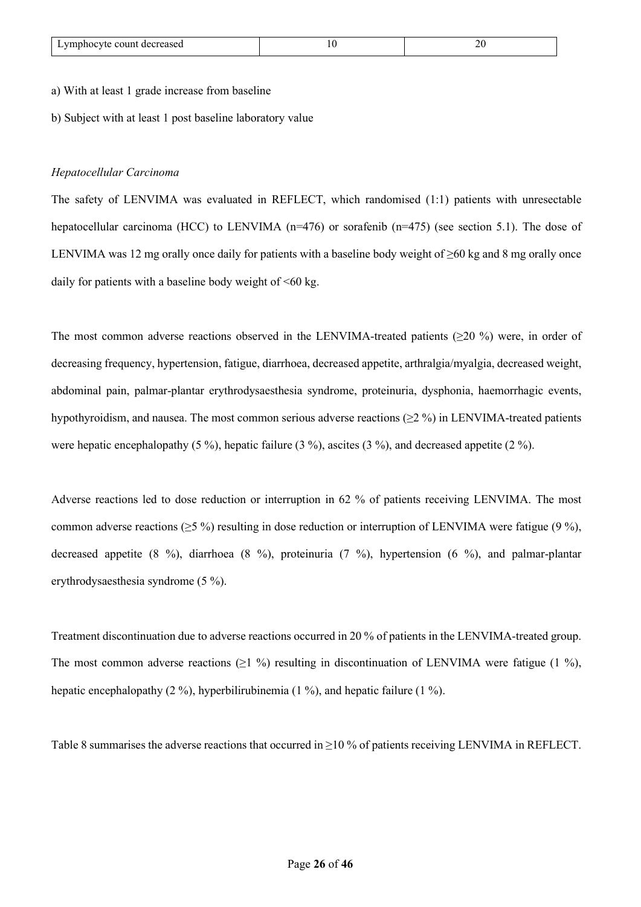| Lymphocyte count decreased | 10 | 20 |
|---|---|---|

a) With at least 1 grade increase from baseline

b) Subject with at least 1 post baseline laboratory value

*Hepatocellular Carcinoma*

The safety of LENVIMA was evaluated in REFLECT, which randomised (1:1) patients with unresectable hepatocellular carcinoma (HCC) to LENVIMA (n=476) or sorafenib (n=475) (see section 5.1). The dose of LENVIMA was 12 mg orally once daily for patients with a baseline body weight of ≥60 kg and 8 mg orally once daily for patients with a baseline body weight of <60 kg.

The most common adverse reactions observed in the LENVIMA-treated patients (≥20 %) were, in order of decreasing frequency, hypertension, fatigue, diarrhoea, decreased appetite, arthralgia/myalgia, decreased weight, abdominal pain, palmar-plantar erythrodysaesthesia syndrome, proteinuria, dysphonia, haemorrhagic events, hypothyroidism, and nausea. The most common serious adverse reactions (≥2 %) in LENVIMA-treated patients were hepatic encephalopathy (5 %), hepatic failure (3 %), ascites (3 %), and decreased appetite (2 %).

Adverse reactions led to dose reduction or interruption in 62 % of patients receiving LENVIMA. The most common adverse reactions (≥5 %) resulting in dose reduction or interruption of LENVIMA were fatigue (9 %), decreased appetite (8 %), diarrhoea (8 %), proteinuria (7 %), hypertension (6 %), and palmar-plantar erythrodysaesthesia syndrome (5 %).

Treatment discontinuation due to adverse reactions occurred in 20 % of patients in the LENVIMA-treated group. The most common adverse reactions (≥1 %) resulting in discontinuation of LENVIMA were fatigue (1 %), hepatic encephalopathy (2 %), hyperbilirubinemia (1 %), and hepatic failure (1 %).

Table 8 summarises the adverse reactions that occurred in ≥10 % of patients receiving LENVIMA in REFLECT.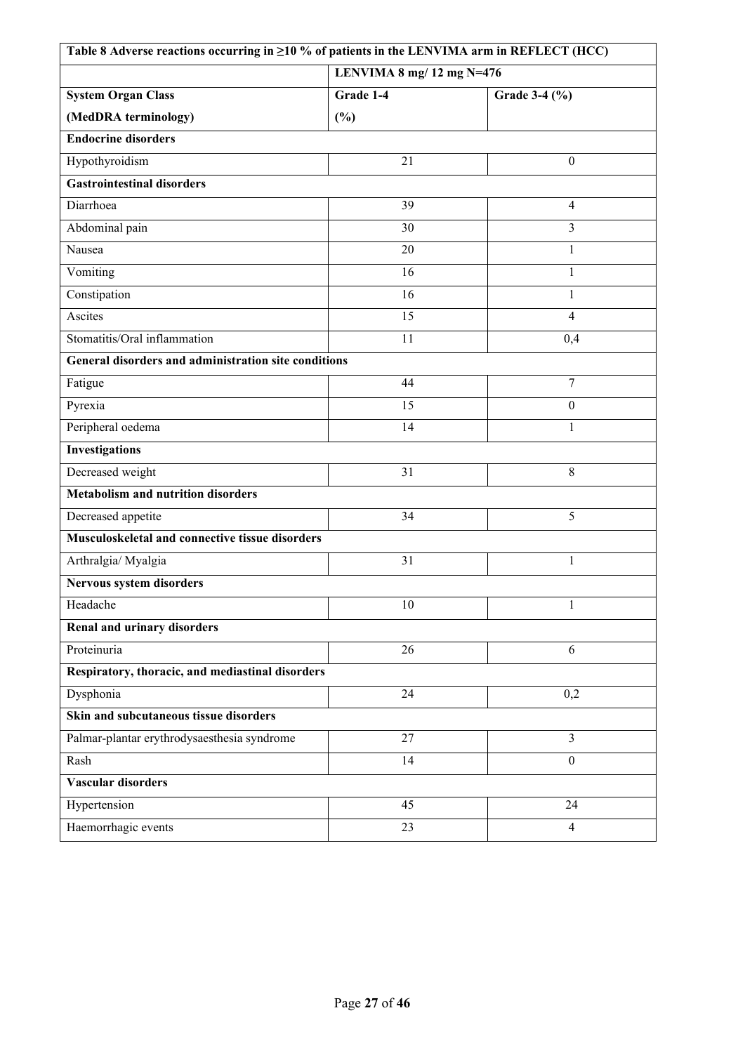| Table 8 Adverse reactions occurring in ≥10 % of patients in the LENVIMA arm in REFLECT (HCC) | | |
|---|---|---|
| | **LENVIMA 8 mg/ 12 mg N=476** | |
| **System Organ Class (MedDRA terminology)** | **Grade 1-4 (%)** | **Grade 3-4 (%)** |
| **Endocrine disorders** | | |
| Hypothyroidism | 21 | 0 |
| **Gastrointestinal disorders** | | |
| Diarrhoea | 39 | 4 |
| Abdominal pain | 30 | 3 |
| Nausea | 20 | 1 |
| Vomiting | 16 | 1 |
| Constipation | 16 | 1 |
| Ascites | 15 | 4 |
| Stomatitis/Oral inflammation | 11 | 0,4 |
| **General disorders and administration site conditions** | | |
| Fatigue | 44 | 7 |
| Pyrexia | 15 | 0 |
| Peripheral oedema | 14 | 1 |
| **Investigations** | | |
| Decreased weight | 31 | 8 |
| **Metabolism and nutrition disorders** | | |
| Decreased appetite | 34 | 5 |
| **Musculoskeletal and connective tissue disorders** | | |
| Arthralgia/ Myalgia | 31 | 1 |
| **Nervous system disorders** | | |
| Headache | 10 | 1 |
| **Renal and urinary disorders** | | |
| Proteinuria | 26 | 6 |
| **Respiratory, thoracic, and mediastinal disorders** | | |
| Dysphonia | 24 | 0,2 |
| **Skin and subcutaneous tissue disorders** | | |
| Palmar-plantar erythrodysaesthesia syndrome | 27 | 3 |
| Rash | 14 | 0 |
| **Vascular disorders** | | |
| Hypertension | 45 | 24 |
| Haemorrhagic events | 23 | 4 |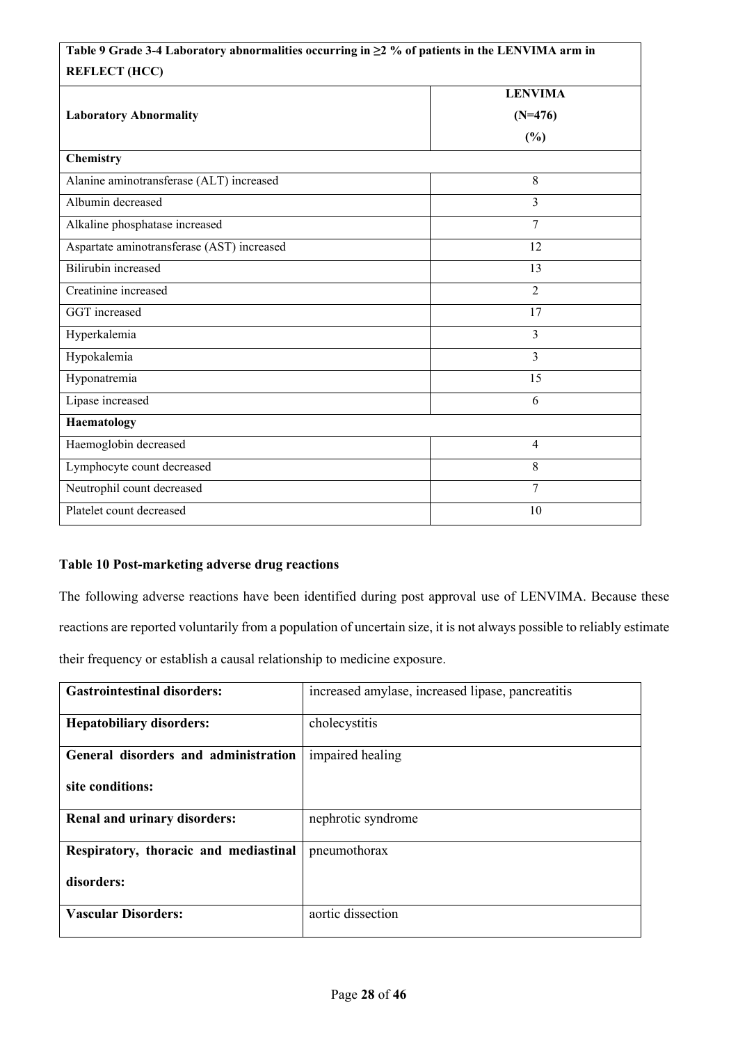| Table 9 Grade 3-4 Laboratory abnormalities occurring in ≥2 % of patients in the LENVIMA arm in REFLECT (HCC) | |
|---|---|
| **Laboratory Abnormality** | **LENVIMA (N=476) (%)** |
| **Chemistry** | |
| Alanine aminotransferase (ALT) increased | 8 |
| Albumin decreased | 3 |
| Alkaline phosphatase increased | 7 |
| Aspartate aminotransferase (AST) increased | 12 |
| Bilirubin increased | 13 |
| Creatinine increased | 2 |
| GGT increased | 17 |
| Hyperkalemia | 3 |
| Hypokalemia | 3 |
| Hyponatremia | 15 |
| Lipase increased | 6 |
| **Haematology** | |
| Haemoglobin decreased | 4 |
| Lymphocyte count decreased | 8 |
| Neutrophil count decreased | 7 |
| Platelet count decreased | 10 |

**Table 10 Post-marketing adverse drug reactions**

The following adverse reactions have been identified during post approval use of LENVIMA. Because these reactions are reported voluntarily from a population of uncertain size, it is not always possible to reliably estimate their frequency or establish a causal relationship to medicine exposure.

| | |
|---|---|
| **Gastrointestinal disorders:** | increased amylase, increased lipase, pancreatitis |
| **Hepatobiliary disorders:** | cholecystitis |
| **General disorders and administration site conditions:** | impaired healing |
| **Renal and urinary disorders:** | nephrotic syndrome |
| **Respiratory, thoracic and mediastinal disorders:** | pneumothorax |
| **Vascular Disorders:** | aortic dissection |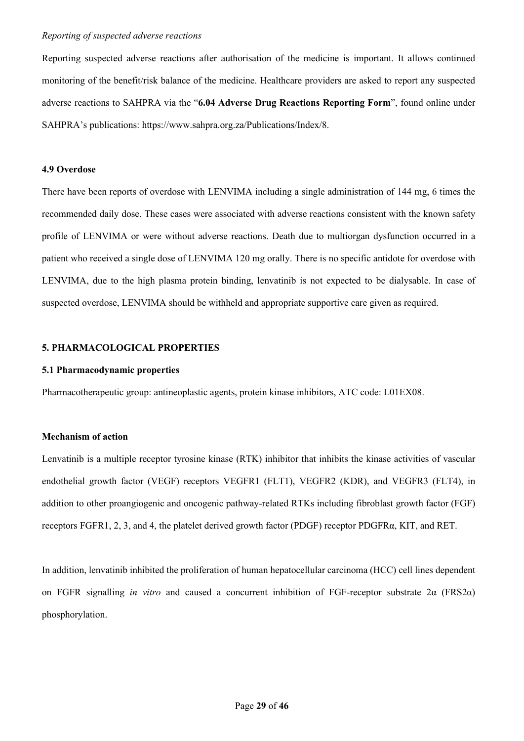*Reporting of suspected adverse reactions*

Reporting suspected adverse reactions after authorisation of the medicine is important. It allows continued monitoring of the benefit/risk balance of the medicine. Healthcare providers are asked to report any suspected adverse reactions to SAHPRA via the "**6.04 Adverse Drug Reactions Reporting Form**", found online under SAHPRA's publications: https://www.sahpra.org.za/Publications/Index/8.

### 4.9 Overdose

There have been reports of overdose with LENVIMA including a single administration of 144 mg, 6 times the recommended daily dose. These cases were associated with adverse reactions consistent with the known safety profile of LENVIMA or were without adverse reactions. Death due to multiorgan dysfunction occurred in a patient who received a single dose of LENVIMA 120 mg orally. There is no specific antidote for overdose with LENVIMA, due to the high plasma protein binding, lenvatinib is not expected to be dialysable. In case of suspected overdose, LENVIMA should be withheld and appropriate supportive care given as required.

## 5. PHARMACOLOGICAL PROPERTIES

### 5.1 Pharmacodynamic properties

Pharmacotherapeutic group: antineoplastic agents, protein kinase inhibitors, ATC code: L01EX08.

**Mechanism of action**

Lenvatinib is a multiple receptor tyrosine kinase (RTK) inhibitor that inhibits the kinase activities of vascular endothelial growth factor (VEGF) receptors VEGFR1 (FLT1), VEGFR2 (KDR), and VEGFR3 (FLT4), in addition to other proangiogenic and oncogenic pathway-related RTKs including fibroblast growth factor (FGF) receptors FGFR1, 2, 3, and 4, the platelet derived growth factor (PDGF) receptor PDGFRα, KIT, and RET.

In addition, lenvatinib inhibited the proliferation of human hepatocellular carcinoma (HCC) cell lines dependent on FGFR signalling *in vitro* and caused a concurrent inhibition of FGF-receptor substrate 2α (FRS2α) phosphorylation.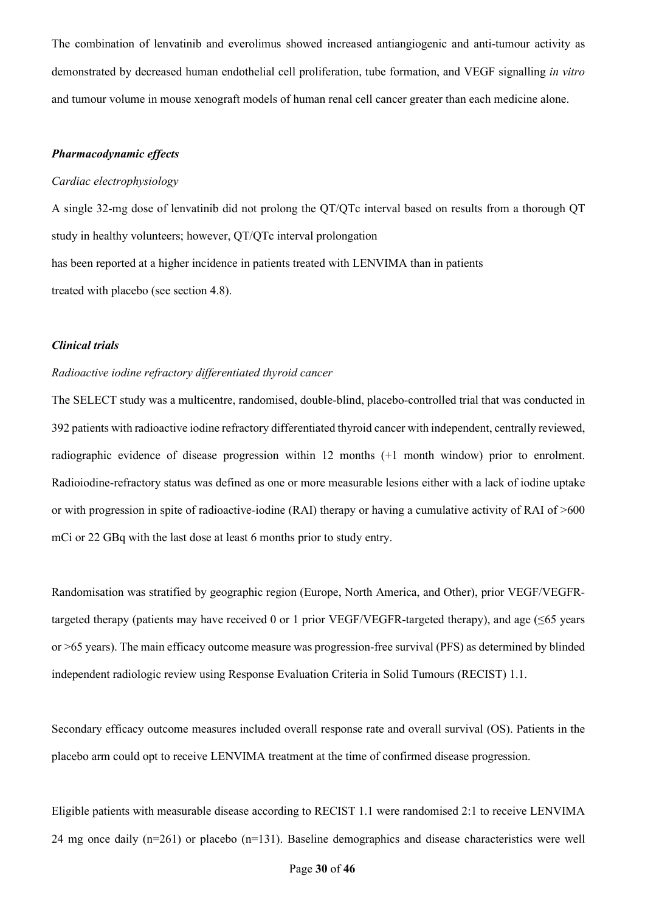The combination of lenvatinib and everolimus showed increased antiangiogenic and anti-tumour activity as demonstrated by decreased human endothelial cell proliferation, tube formation, and VEGF signalling *in vitro* and tumour volume in mouse xenograft models of human renal cell cancer greater than each medicine alone.

***Pharmacodynamic effects***

*Cardiac electrophysiology*

A single 32-mg dose of lenvatinib did not prolong the QT/QTc interval based on results from a thorough QT study in healthy volunteers; however, QT/QTc interval prolongation has been reported at a higher incidence in patients treated with LENVIMA than in patients treated with placebo (see section 4.8).

***Clinical trials***

*Radioactive iodine refractory differentiated thyroid cancer*

The SELECT study was a multicentre, randomised, double-blind, placebo-controlled trial that was conducted in 392 patients with radioactive iodine refractory differentiated thyroid cancer with independent, centrally reviewed, radiographic evidence of disease progression within 12 months (+1 month window) prior to enrolment. Radioiodine-refractory status was defined as one or more measurable lesions either with a lack of iodine uptake or with progression in spite of radioactive-iodine (RAI) therapy or having a cumulative activity of RAI of >600 mCi or 22 GBq with the last dose at least 6 months prior to study entry.

Randomisation was stratified by geographic region (Europe, North America, and Other), prior VEGF/VEGFR-targeted therapy (patients may have received 0 or 1 prior VEGF/VEGFR-targeted therapy), and age (≤65 years or >65 years). The main efficacy outcome measure was progression-free survival (PFS) as determined by blinded independent radiologic review using Response Evaluation Criteria in Solid Tumours (RECIST) 1.1.

Secondary efficacy outcome measures included overall response rate and overall survival (OS). Patients in the placebo arm could opt to receive LENVIMA treatment at the time of confirmed disease progression.

Eligible patients with measurable disease according to RECIST 1.1 were randomised 2:1 to receive LENVIMA 24 mg once daily (n=261) or placebo (n=131). Baseline demographics and disease characteristics were well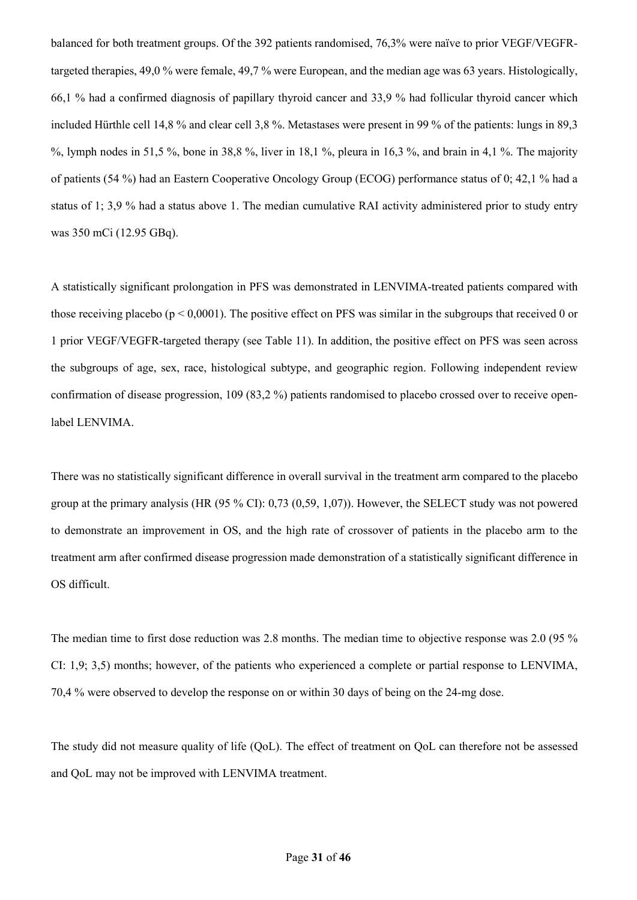balanced for both treatment groups. Of the 392 patients randomised, 76,3% were naïve to prior VEGF/VEGFR-targeted therapies, 49,0 % were female, 49,7 % were European, and the median age was 63 years. Histologically, 66,1 % had a confirmed diagnosis of papillary thyroid cancer and 33,9 % had follicular thyroid cancer which included Hürthle cell 14,8 % and clear cell 3,8 %. Metastases were present in 99 % of the patients: lungs in 89,3 %, lymph nodes in 51,5 %, bone in 38,8 %, liver in 18,1 %, pleura in 16,3 %, and brain in 4,1 %. The majority of patients (54 %) had an Eastern Cooperative Oncology Group (ECOG) performance status of 0; 42,1 % had a status of 1; 3,9 % had a status above 1. The median cumulative RAI activity administered prior to study entry was 350 mCi (12.95 GBq).

A statistically significant prolongation in PFS was demonstrated in LENVIMA-treated patients compared with those receiving placebo ($p < 0{,}0001$). The positive effect on PFS was similar in the subgroups that received 0 or 1 prior VEGF/VEGFR-targeted therapy (see Table 11). In addition, the positive effect on PFS was seen across the subgroups of age, sex, race, histological subtype, and geographic region. Following independent review confirmation of disease progression, 109 (83,2 %) patients randomised to placebo crossed over to receive open-label LENVIMA.

There was no statistically significant difference in overall survival in the treatment arm compared to the placebo group at the primary analysis (HR (95 % CI): 0,73 (0,59, 1,07)). However, the SELECT study was not powered to demonstrate an improvement in OS, and the high rate of crossover of patients in the placebo arm to the treatment arm after confirmed disease progression made demonstration of a statistically significant difference in OS difficult.

The median time to first dose reduction was 2.8 months. The median time to objective response was 2.0 (95 % CI: 1,9; 3,5) months; however, of the patients who experienced a complete or partial response to LENVIMA, 70,4 % were observed to develop the response on or within 30 days of being on the 24-mg dose.

The study did not measure quality of life (QoL). The effect of treatment on QoL can therefore not be assessed and QoL may not be improved with LENVIMA treatment.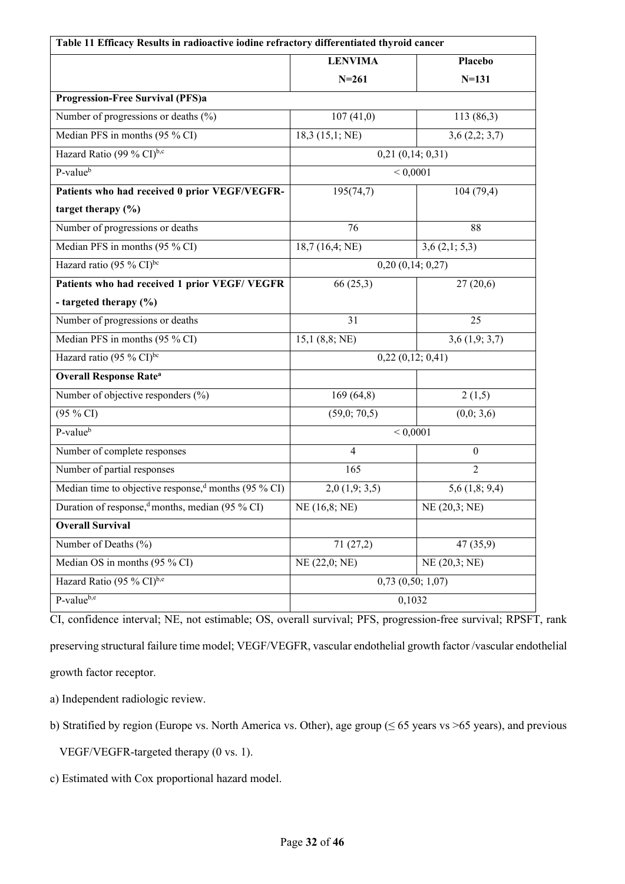| Table 11 Efficacy Results in radioactive iodine refractory differentiated thyroid cancer | | |
|---|---|---|
| | **LENVIMA** **N=261** | **Placebo** **N=131** |
| **Progression-Free Survival (PFS)a** | | |
| Number of progressions or deaths (%) | 107 (41,0) | 113 (86,3) |
| Median PFS in months (95 % CI) | 18,3 (15,1; NE) | 3,6 (2,2; 3,7) |
| Hazard Ratio (99 % CI)[b,c] | 0,21 (0,14; 0,31) | |
| P-value[b] | < 0,0001 | |
| **Patients who had received 0 prior VEGF/VEGFR-target therapy (%)** | 195(74,7) | 104 (79,4) |
| Number of progressions or deaths | 76 | 88 |
| Median PFS in months (95 % CI) | 18,7 (16,4; NE) | 3,6 (2,1; 5,3) |
| Hazard ratio (95 % CI)[bc] | 0,20 (0,14; 0,27) | |
| **Patients who had received 1 prior VEGF/ VEGFR - targeted therapy (%)** | 66 (25,3) | 27 (20,6) |
| Number of progressions or deaths | 31 | 25 |
| Median PFS in months (95 % CI) | 15,1 (8,8; NE) | 3,6 (1,9; 3,7) |
| Hazard ratio (95 % CI)[bc] | 0,22 (0,12; 0,41) | |
| **Overall Response Rate[a]** | | |
| Number of objective responders (%) | 169 (64,8) | 2 (1,5) |
| (95 % CI) | (59,0; 70,5) | (0,0; 3,6) |
| P-value[b] | < 0,0001 | |
| Number of complete responses | 4 | 0 |
| Number of partial responses | 165 | 2 |
| Median time to objective response,[d] months (95 % CI) | 2,0 (1,9; 3,5) | 5,6 (1,8; 9,4) |
| Duration of response,[d] months, median (95 % CI) | NE (16,8; NE) | NE (20,3; NE) |
| **Overall Survival** | | |
| Number of Deaths (%) | 71 (27,2) | 47 (35,9) |
| Median OS in months (95 % CI) | NE (22,0; NE) | NE (20,3; NE) |
| Hazard Ratio (95 % CI)[b,e] | 0,73 (0,50; 1,07) | |
| P-value[b,e] | 0,1032 | |

CI, confidence interval; NE, not estimable; OS, overall survival; PFS, progression-free survival; RPSFT, rank preserving structural failure time model; VEGF/VEGFR, vascular endothelial growth factor /vascular endothelial growth factor receptor.

a) Independent radiologic review.

b) Stratified by region (Europe vs. North America vs. Other), age group (≤ 65 years vs >65 years), and previous VEGF/VEGFR-targeted therapy (0 vs. 1).

c) Estimated with Cox proportional hazard model.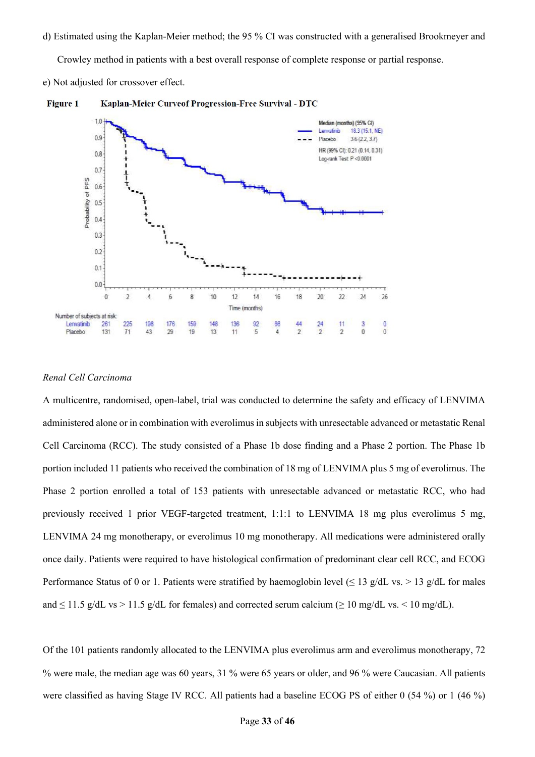d) Estimated using the Kaplan-Meier method; the 95 % CI was constructed with a generalised Brookmeyer and Crowley method in patients with a best overall response of complete response or partial response.

e) Not adjusted for crossover effect.

**Figure 1 Kaplan-Meier Curveof Progression-Free Survival - DTC**

*Renal Cell Carcinoma*

A multicentre, randomised, open-label, trial was conducted to determine the safety and efficacy of LENVIMA administered alone or in combination with everolimus in subjects with unresectable advanced or metastatic Renal Cell Carcinoma (RCC). The study consisted of a Phase 1b dose finding and a Phase 2 portion. The Phase 1b portion included 11 patients who received the combination of 18 mg of LENVIMA plus 5 mg of everolimus. The Phase 2 portion enrolled a total of 153 patients with unresectable advanced or metastatic RCC, who had previously received 1 prior VEGF-targeted treatment, 1:1:1 to LENVIMA 18 mg plus everolimus 5 mg, LENVIMA 24 mg monotherapy, or everolimus 10 mg monotherapy. All medications were administered orally once daily. Patients were required to have histological confirmation of predominant clear cell RCC, and ECOG Performance Status of 0 or 1. Patients were stratified by haemoglobin level (≤ 13 g/dL vs. > 13 g/dL for males and ≤ 11.5 g/dL vs > 11.5 g/dL for females) and corrected serum calcium (≥ 10 mg/dL vs. < 10 mg/dL).

Of the 101 patients randomly allocated to the LENVIMA plus everolimus arm and everolimus monotherapy, 72 % were male, the median age was 60 years, 31 % were 65 years or older, and 96 % were Caucasian. All patients were classified as having Stage IV RCC. All patients had a baseline ECOG PS of either 0 (54 %) or 1 (46 %)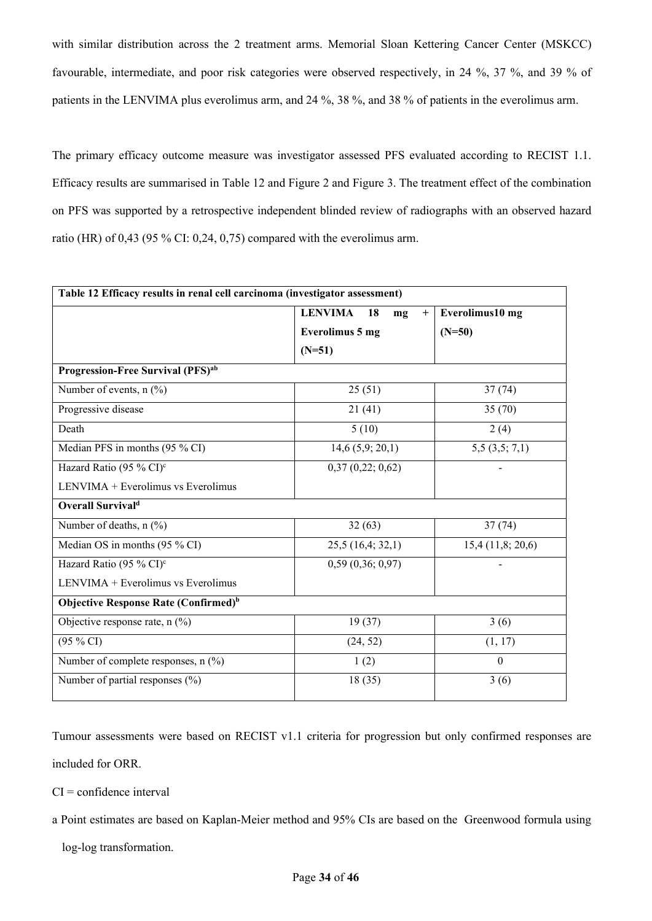with similar distribution across the 2 treatment arms. Memorial Sloan Kettering Cancer Center (MSKCC) favourable, intermediate, and poor risk categories were observed respectively, in 24 %, 37 %, and 39 % of patients in the LENVIMA plus everolimus arm, and 24 %, 38 %, and 38 % of patients in the everolimus arm.

The primary efficacy outcome measure was investigator assessed PFS evaluated according to RECIST 1.1. Efficacy results are summarised in Table 12 and Figure 2 and Figure 3. The treatment effect of the combination on PFS was supported by a retrospective independent blinded review of radiographs with an observed hazard ratio (HR) of 0,43 (95 % CI: 0,24, 0,75) compared with the everolimus arm.

| **Table 12 Efficacy results in renal cell carcinoma (investigator assessment)** | | |
|---|---|---|
| | **LENVIMA 18 mg + Everolimus 5 mg (N=51)** | **Everolimus10 mg (N=50)** |
| **Progression-Free Survival (PFS)[ab]** | | |
| Number of events, n (%) | 25 (51) | 37 (74) |
| Progressive disease | 21 (41) | 35 (70) |
| Death | 5 (10) | 2 (4) |
| Median PFS in months (95 % CI) | 14,6 (5,9; 20,1) | 5,5 (3,5; 7,1) |
| Hazard Ratio (95 % CI)[c] LENVIMA + Everolimus vs Everolimus | 0,37 (0,22; 0,62) | - |
| **Overall Survival[d]** | | |
| Number of deaths, n (%) | 32 (63) | 37 (74) |
| Median OS in months (95 % CI) | 25,5 (16,4; 32,1) | 15,4 (11,8; 20,6) |
| Hazard Ratio (95 % CI)[c] LENVIMA + Everolimus vs Everolimus | 0,59 (0,36; 0,97) | - |
| **Objective Response Rate (Confirmed)[b]** | | |
| Objective response rate, n (%) | 19 (37) | 3 (6) |
| (95 % CI) | (24, 52) | (1, 17) |
| Number of complete responses, n (%) | 1 (2) | 0 |
| Number of partial responses (%) | 18 (35) | 3 (6) |

Tumour assessments were based on RECIST v1.1 criteria for progression but only confirmed responses are included for ORR.

CI = confidence interval

a Point estimates are based on Kaplan-Meier method and 95% CIs are based on the Greenwood formula using log-log transformation.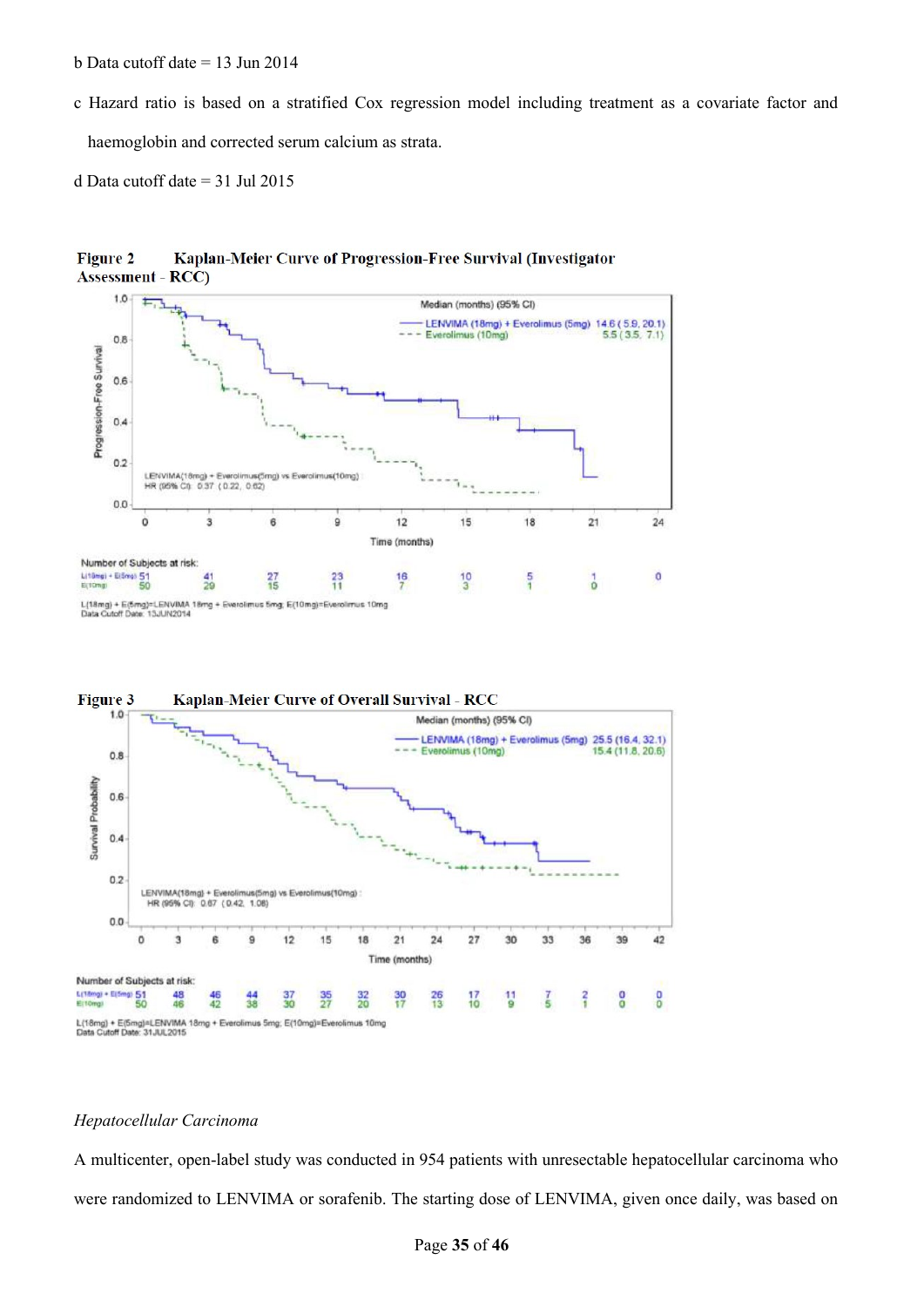b Data cutoff date = 13 Jun 2014

c Hazard ratio is based on a stratified Cox regression model including treatment as a covariate factor and haemoglobin and corrected serum calcium as strata.

d Data cutoff date = 31 Jul 2015

**Figure 2 Kaplan-Meier Curve of Progression-Free Survival (Investigator Assessment - RCC)**

**Figure 3 Kaplan-Meier Curve of Overall Survival - RCC**

*Hepatocellular Carcinoma*

A multicenter, open-label study was conducted in 954 patients with unresectable hepatocellular carcinoma who were randomized to LENVIMA or sorafenib. The starting dose of LENVIMA, given once daily, was based on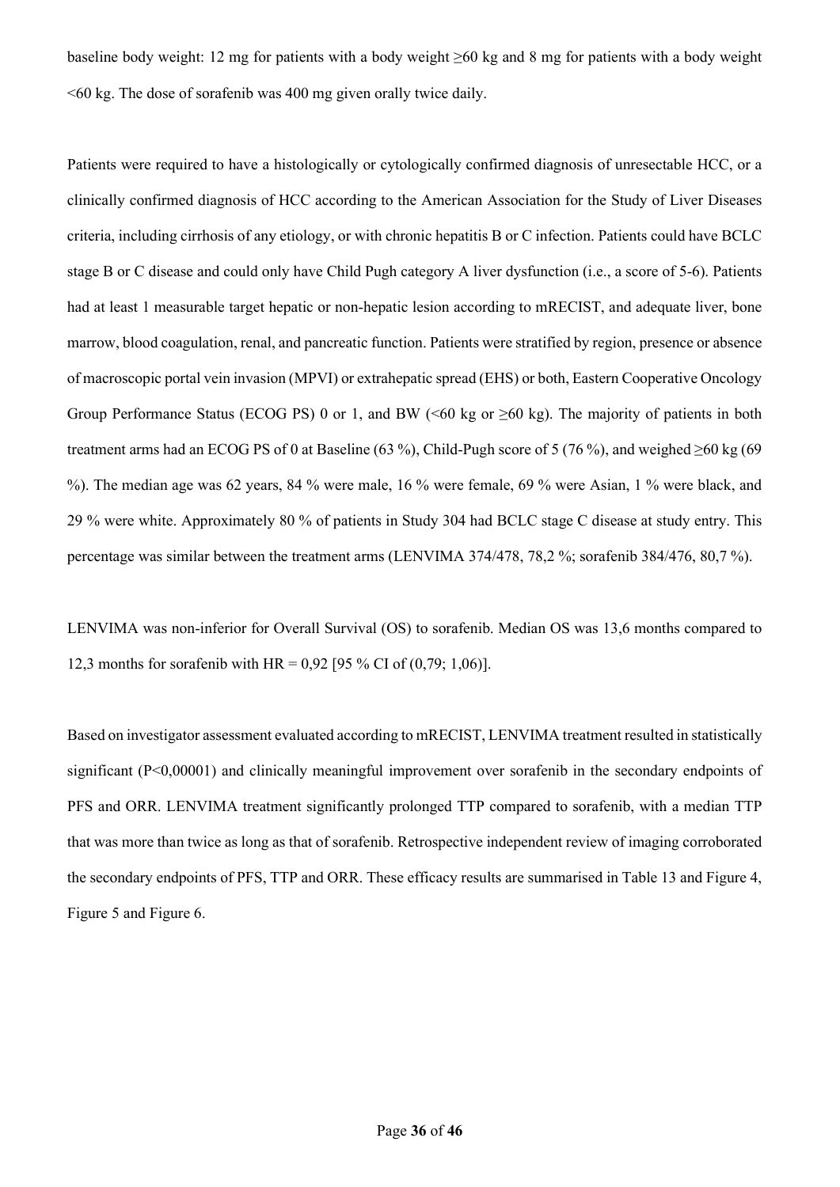baseline body weight: 12 mg for patients with a body weight ≥60 kg and 8 mg for patients with a body weight <60 kg. The dose of sorafenib was 400 mg given orally twice daily.

Patients were required to have a histologically or cytologically confirmed diagnosis of unresectable HCC, or a clinically confirmed diagnosis of HCC according to the American Association for the Study of Liver Diseases criteria, including cirrhosis of any etiology, or with chronic hepatitis B or C infection. Patients could have BCLC stage B or C disease and could only have Child Pugh category A liver dysfunction (i.e., a score of 5-6). Patients had at least 1 measurable target hepatic or non-hepatic lesion according to mRECIST, and adequate liver, bone marrow, blood coagulation, renal, and pancreatic function. Patients were stratified by region, presence or absence of macroscopic portal vein invasion (MPVI) or extrahepatic spread (EHS) or both, Eastern Cooperative Oncology Group Performance Status (ECOG PS) 0 or 1, and BW (<60 kg or ≥60 kg). The majority of patients in both treatment arms had an ECOG PS of 0 at Baseline (63 %), Child-Pugh score of 5 (76 %), and weighed ≥60 kg (69 %). The median age was 62 years, 84 % were male, 16 % were female, 69 % were Asian, 1 % were black, and 29 % were white. Approximately 80 % of patients in Study 304 had BCLC stage C disease at study entry. This percentage was similar between the treatment arms (LENVIMA 374/478, 78,2 %; sorafenib 384/476, 80,7 %).

LENVIMA was non-inferior for Overall Survival (OS) to sorafenib. Median OS was 13,6 months compared to 12,3 months for sorafenib with HR = 0,92 [95 % CI of (0,79; 1,06)].

Based on investigator assessment evaluated according to mRECIST, LENVIMA treatment resulted in statistically significant (P<0,00001) and clinically meaningful improvement over sorafenib in the secondary endpoints of PFS and ORR. LENVIMA treatment significantly prolonged TTP compared to sorafenib, with a median TTP that was more than twice as long as that of sorafenib. Retrospective independent review of imaging corroborated the secondary endpoints of PFS, TTP and ORR. These efficacy results are summarised in Table 13 and Figure 4, Figure 5 and Figure 6.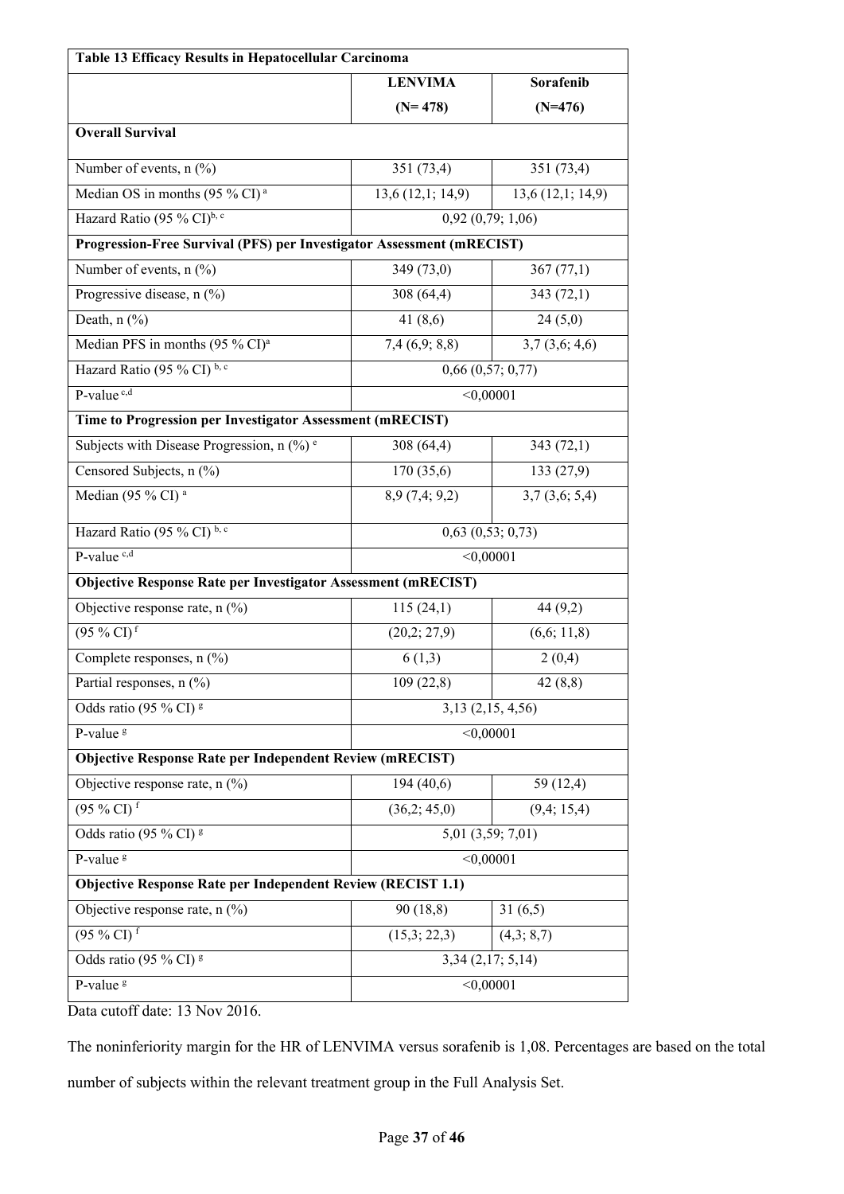| Table 13 Efficacy Results in Hepatocellular Carcinoma | | |
|---|---|---|
| | **LENVIMA (N= 478)** | **Sorafenib (N=476)** |
| **Overall Survival** | | |
| Number of events, n (%) | 351 (73,4) | 351 (73,4) |
| Median OS in months (95 % CI) [a] | 13,6 (12,1; 14,9) | 13,6 (12,1; 14,9) |
| Hazard Ratio (95 % CI)[b, c] | 0,92 (0,79; 1,06) | |
| **Progression-Free Survival (PFS) per Investigator Assessment (mRECIST)** | | |
| Number of events, n (%) | 349 (73,0) | 367 (77,1) |
| Progressive disease, n (%) | 308 (64,4) | 343 (72,1) |
| Death, n (%) | 41 (8,6) | 24 (5,0) |
| Median PFS in months (95 % CI)[a] | 7,4 (6,9; 8,8) | 3,7 (3,6; 4,6) |
| Hazard Ratio (95 % CI) [b, c] | 0,66 (0,57; 0,77) | |
| P-value [c,d] | <0,00001 | |
| **Time to Progression per Investigator Assessment (mRECIST)** | | |
| Subjects with Disease Progression, n (%) [e] | 308 (64,4) | 343 (72,1) |
| Censored Subjects, n (%) | 170 (35,6) | 133 (27,9) |
| Median (95 % CI) [a] | 8,9 (7,4; 9,2) | 3,7 (3,6; 5,4) |
| Hazard Ratio (95 % CI) [b, c] | 0,63 (0,53; 0,73) | |
| P-value [c,d] | <0,00001 | |
| **Objective Response Rate per Investigator Assessment (mRECIST)** | | |
| Objective response rate, n (%) | 115 (24,1) | 44 (9,2) |
| (95 % CI) [f] | (20,2; 27,9) | (6,6; 11,8) |
| Complete responses, n (%) | 6 (1,3) | 2 (0,4) |
| Partial responses, n (%) | 109 (22,8) | 42 (8,8) |
| Odds ratio (95 % CI) [g] | 3,13 (2,15, 4,56) | |
| P-value [g] | <0,00001 | |
| **Objective Response Rate per Independent Review (mRECIST)** | | |
| Objective response rate, n (%) | 194 (40,6) | 59 (12,4) |
| (95 % CI) [f] | (36,2; 45,0) | (9,4; 15,4) |
| Odds ratio (95 % CI) [g] | 5,01 (3,59; 7,01) | |
| P-value [g] | <0,00001 | |
| **Objective Response Rate per Independent Review (RECIST 1.1)** | | |
| Objective response rate, n (%) | 90 (18,8) | 31 (6,5) |
| (95 % CI) [f] | (15,3; 22,3) | (4,3; 8,7) |
| Odds ratio (95 % CI) [g] | 3,34 (2,17; 5,14) | |
| P-value [g] | <0,00001 | |

Data cutoff date: 13 Nov 2016.

The noninferiority margin for the HR of LENVIMA versus sorafenib is 1,08. Percentages are based on the total number of subjects within the relevant treatment group in the Full Analysis Set.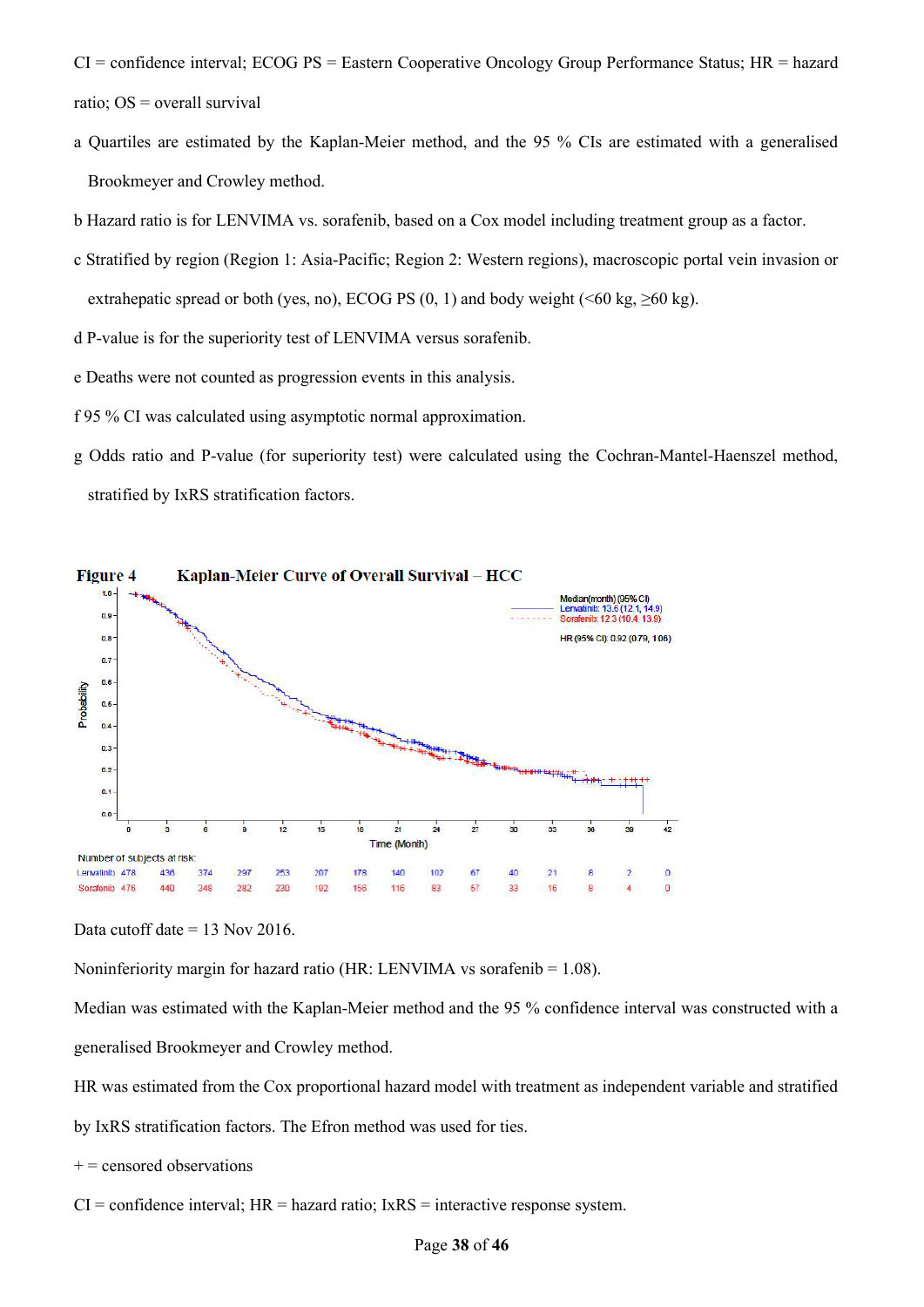CI = confidence interval; ECOG PS = Eastern Cooperative Oncology Group Performance Status; HR = hazard ratio; OS = overall survival

a Quartiles are estimated by the Kaplan-Meier method, and the 95 % CIs are estimated with a generalised Brookmeyer and Crowley method.

b Hazard ratio is for LENVIMA vs. sorafenib, based on a Cox model including treatment group as a factor.

c Stratified by region (Region 1: Asia-Pacific; Region 2: Western regions), macroscopic portal vein invasion or extrahepatic spread or both (yes, no), ECOG PS (0, 1) and body weight (<60 kg, ≥60 kg).

d P-value is for the superiority test of LENVIMA versus sorafenib.

e Deaths were not counted as progression events in this analysis.

f 95 % CI was calculated using asymptotic normal approximation.

g Odds ratio and P-value (for superiority test) were calculated using the Cochran-Mantel-Haenszel method, stratified by IxRS stratification factors.

**Figure 4 Kaplan-Meier Curve of Overall Survival – HCC**

Median(month) (95% CI)
Lenvatinib: 13.6 (12.1, 14.9)
Sorafenib: 12.3 (10.4, 13.9)

HR (95% CI): 0.92 (0.79, 1.06)

Number of subjects at risk:

| Time (Month) | 0 | 3 | 6 | 9 | 12 | 15 | 18 | 21 | 24 | 27 | 30 | 33 | 36 | 39 | 42 |
|---|---|---|---|---|---|---|---|---|---|---|---|---|---|---|---|
| Lenvatinib | 478 | 436 | 374 | 297 | 253 | 207 | 178 | 140 | 102 | 67 | 40 | 21 | 8 | 2 | 0 |
| Sorafenib | 476 | 440 | 348 | 282 | 230 | 192 | 156 | 116 | 83 | 57 | 33 | 16 | 8 | 4 | 0 |

Data cutoff date = 13 Nov 2016.

Noninferiority margin for hazard ratio (HR: LENVIMA vs sorafenib = 1.08).

Median was estimated with the Kaplan-Meier method and the 95 % confidence interval was constructed with a generalised Brookmeyer and Crowley method.

HR was estimated from the Cox proportional hazard model with treatment as independent variable and stratified by IxRS stratification factors. The Efron method was used for ties.

+ = censored observations

CI = confidence interval; HR = hazard ratio; IxRS = interactive response system.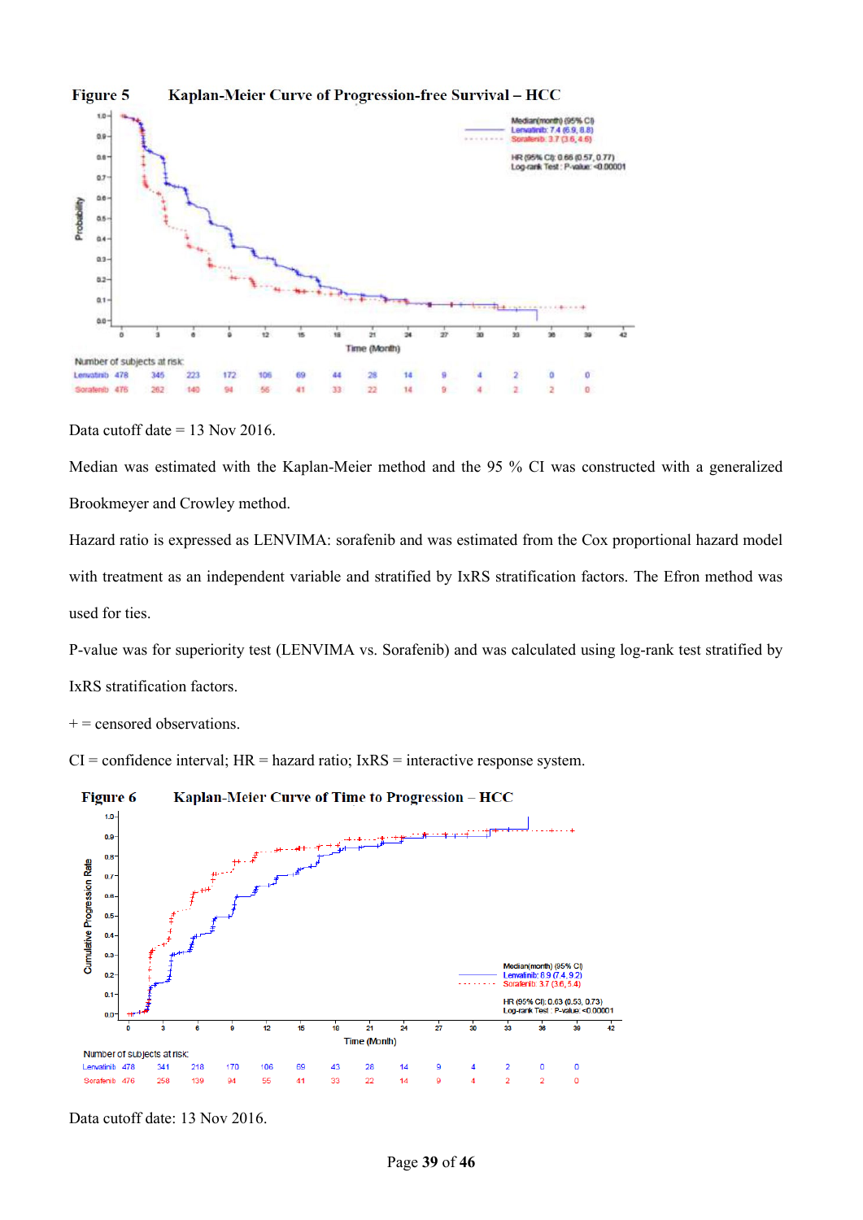**Figure 5 Kaplan-Meier Curve of Progression-free Survival – HCC**

Median(month) (95% CI)
Lenvatinib: 7.4 (6.9, 8.8)
Sorafenib: 3.7 (3.6, 4.6)

HR (95% CI): 0.66 (0.57, 0.77)
Log-rank Test: P-value: <0.00001

Number of subjects at risk:

| Time (Month) | 0 | 3 | 6 | 9 | 12 | 15 | 18 | 21 | 24 | 27 | 30 | 33 | 36 | 39 |
|---|---|---|---|---|---|---|---|---|---|---|---|---|---|---|
| Lenvatinib | 478 | 345 | 223 | 172 | 106 | 69 | 44 | 28 | 14 | 9 | 4 | 2 | 0 | 0 |
| Sorafenib | 476 | 262 | 140 | 94 | 56 | 41 | 33 | 22 | 14 | 9 | 4 | 2 | 2 | 0 |

Data cutoff date = 13 Nov 2016.

Median was estimated with the Kaplan-Meier method and the 95 % CI was constructed with a generalized Brookmeyer and Crowley method.

Hazard ratio is expressed as LENVIMA: sorafenib and was estimated from the Cox proportional hazard model with treatment as an independent variable and stratified by IxRS stratification factors. The Efron method was used for ties.

P-value was for superiority test (LENVIMA vs. Sorafenib) and was calculated using log-rank test stratified by IxRS stratification factors.

+ = censored observations.

CI = confidence interval; HR = hazard ratio; IxRS = interactive response system.

**Figure 6 Kaplan-Meier Curve of Time to Progression – HCC**

Median(month) (95% CI)
Lenvatinib: 8.9 (7.4, 9.2)
Sorafenib: 3.7 (3.6, 5.4)

HR (95% CI): 0.63 (0.53, 0.73)
Log-rank Test: P-value: <0.00001

Number of subjects at risk:

| Time (Month) | 0 | 3 | 6 | 9 | 12 | 15 | 18 | 21 | 24 | 27 | 30 | 33 | 36 | 39 |
|---|---|---|---|---|---|---|---|---|---|---|---|---|---|---|
| Lenvatinib | 478 | 341 | 218 | 170 | 106 | 69 | 43 | 28 | 14 | 9 | 4 | 2 | 0 | 0 |
| Sorafenib | 476 | 258 | 139 | 94 | 55 | 41 | 33 | 22 | 14 | 9 | 4 | 2 | 2 | 0 |

Data cutoff date: 13 Nov 2016.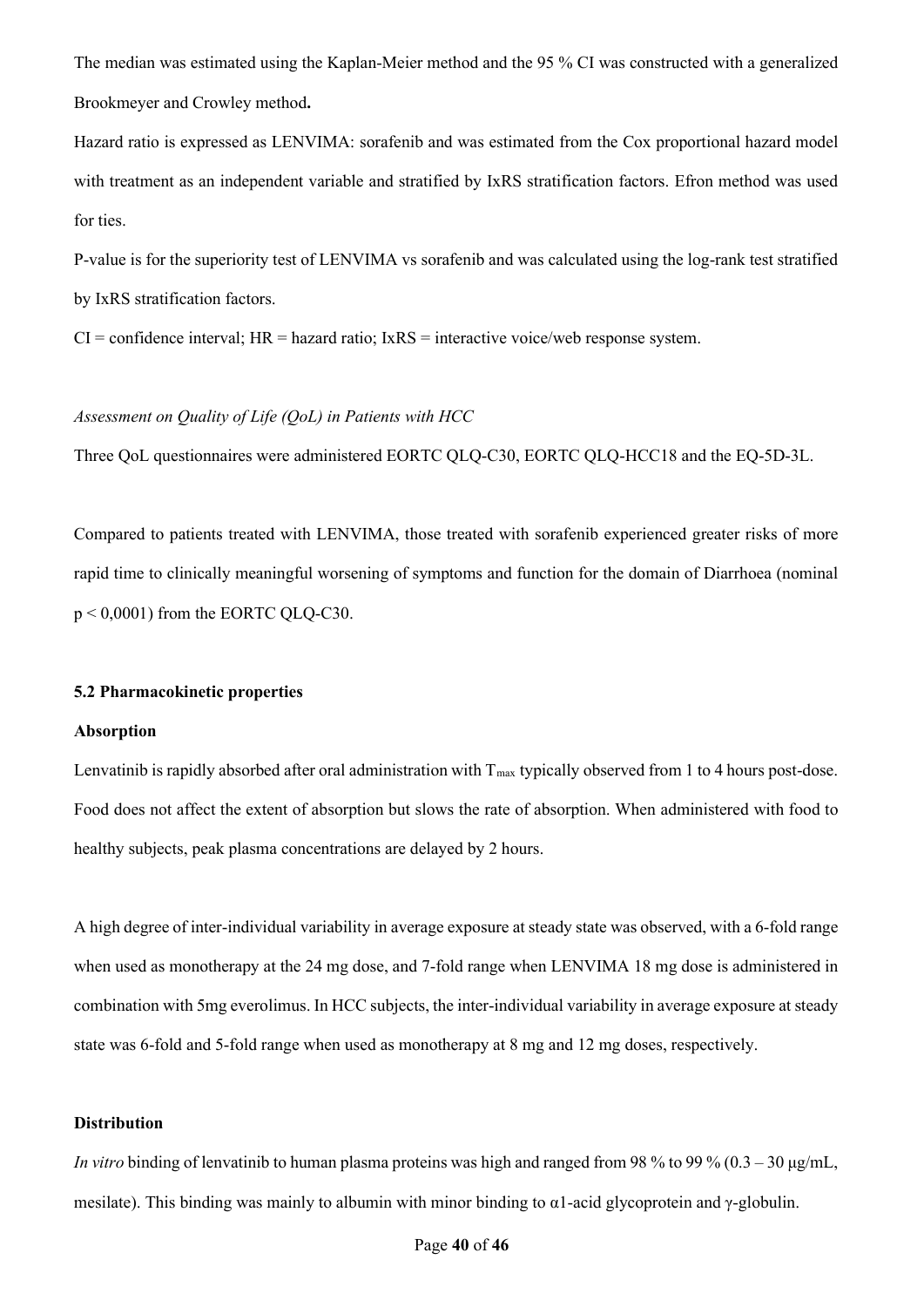The median was estimated using the Kaplan-Meier method and the 95 % CI was constructed with a generalized Brookmeyer and Crowley method**.**

Hazard ratio is expressed as LENVIMA: sorafenib and was estimated from the Cox proportional hazard model with treatment as an independent variable and stratified by IxRS stratification factors. Efron method was used for ties.

P-value is for the superiority test of LENVIMA vs sorafenib and was calculated using the log-rank test stratified by IxRS stratification factors.

CI = confidence interval; HR = hazard ratio; IxRS = interactive voice/web response system.

*Assessment on Quality of Life (QoL) in Patients with HCC*

Three QoL questionnaires were administered EORTC QLQ-C30, EORTC QLQ-HCC18 and the EQ-5D-3L.

Compared to patients treated with LENVIMA, those treated with sorafenib experienced greater risks of more rapid time to clinically meaningful worsening of symptoms and function for the domain of Diarrhoea (nominal $p < 0{,}0001$) from the EORTC QLQ-C30.

### 5.2 Pharmacokinetic properties

#### Absorption

Lenvatinib is rapidly absorbed after oral administration with $T_{max}$ typically observed from 1 to 4 hours post-dose. Food does not affect the extent of absorption but slows the rate of absorption. When administered with food to healthy subjects, peak plasma concentrations are delayed by 2 hours.

A high degree of inter-individual variability in average exposure at steady state was observed, with a 6-fold range when used as monotherapy at the 24 mg dose, and 7-fold range when LENVIMA 18 mg dose is administered in combination with 5mg everolimus. In HCC subjects, the inter-individual variability in average exposure at steady state was 6-fold and 5-fold range when used as monotherapy at 8 mg and 12 mg doses, respectively.

#### Distribution

*In vitro* binding of lenvatinib to human plasma proteins was high and ranged from 98 % to 99 % (0.3 – 30 μg/mL, mesilate). This binding was mainly to albumin with minor binding to α1-acid glycoprotein and γ-globulin.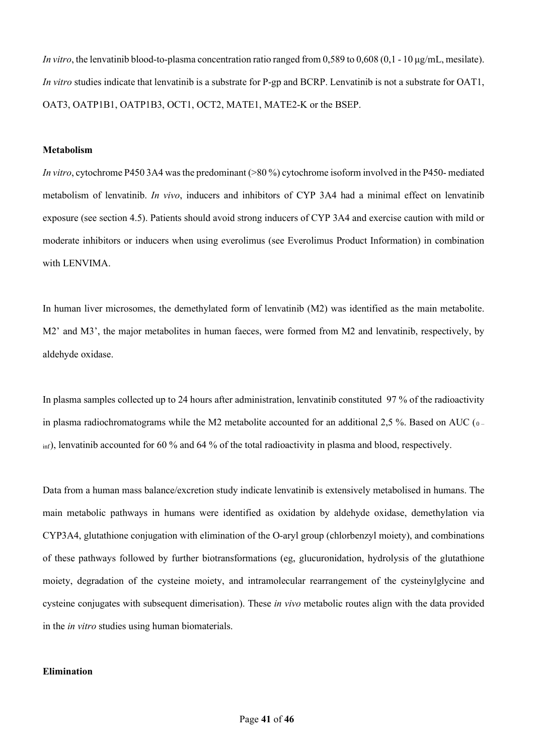*In vitro*, the lenvatinib blood-to-plasma concentration ratio ranged from 0,589 to 0,608 (0,1 - 10 µg/mL, mesilate). *In vitro* studies indicate that lenvatinib is a substrate for P-gp and BCRP. Lenvatinib is not a substrate for OAT1, OAT3, OATP1B1, OATP1B3, OCT1, OCT2, MATE1, MATE2-K or the BSEP.

**Metabolism**

*In vitro*, cytochrome P450 3A4 was the predominant (>80 %) cytochrome isoform involved in the P450- mediated metabolism of lenvatinib. *In vivo*, inducers and inhibitors of CYP 3A4 had a minimal effect on lenvatinib exposure (see section 4.5). Patients should avoid strong inducers of CYP 3A4 and exercise caution with mild or moderate inhibitors or inducers when using everolimus (see Everolimus Product Information) in combination with LENVIMA.

In human liver microsomes, the demethylated form of lenvatinib (M2) was identified as the main metabolite. M2' and M3', the major metabolites in human faeces, were formed from M2 and lenvatinib, respectively, by aldehyde oxidase.

In plasma samples collected up to 24 hours after administration, lenvatinib constituted 97 % of the radioactivity in plasma radiochromatograms while the M2 metabolite accounted for an additional 2,5 %. Based on AUC $_{(0-inf)}$, lenvatinib accounted for 60 % and 64 % of the total radioactivity in plasma and blood, respectively.

Data from a human mass balance/excretion study indicate lenvatinib is extensively metabolised in humans. The main metabolic pathways in humans were identified as oxidation by aldehyde oxidase, demethylation via CYP3A4, glutathione conjugation with elimination of the O-aryl group (chlorbenzyl moiety), and combinations of these pathways followed by further biotransformations (eg, glucuronidation, hydrolysis of the glutathione moiety, degradation of the cysteine moiety, and intramolecular rearrangement of the cysteinylglycine and cysteine conjugates with subsequent dimerisation). These *in vivo* metabolic routes align with the data provided in the *in vitro* studies using human biomaterials.

**Elimination**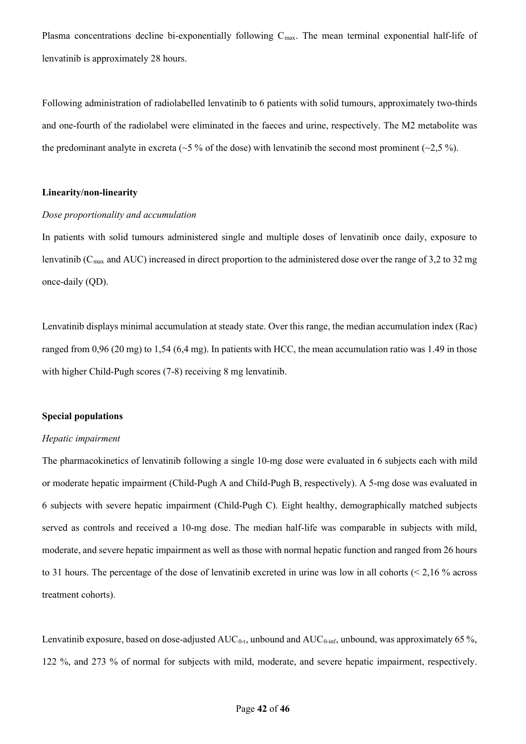Plasma concentrations decline bi-exponentially following $C_{max}$. The mean terminal exponential half-life of lenvatinib is approximately 28 hours.

Following administration of radiolabelled lenvatinib to 6 patients with solid tumours, approximately two-thirds and one-fourth of the radiolabel were eliminated in the faeces and urine, respectively. The M2 metabolite was the predominant analyte in excreta (~5 % of the dose) with lenvatinib the second most prominent (~2,5 %).

**Linearity/non-linearity**

*Dose proportionality and accumulation*

In patients with solid tumours administered single and multiple doses of lenvatinib once daily, exposure to lenvatinib ($C_{max}$ and AUC) increased in direct proportion to the administered dose over the range of 3,2 to 32 mg once-daily (QD).

Lenvatinib displays minimal accumulation at steady state. Over this range, the median accumulation index (Rac) ranged from 0,96 (20 mg) to 1,54 (6,4 mg). In patients with HCC, the mean accumulation ratio was 1.49 in those with higher Child-Pugh scores (7-8) receiving 8 mg lenvatinib.

**Special populations**

*Hepatic impairment*

The pharmacokinetics of lenvatinib following a single 10-mg dose were evaluated in 6 subjects each with mild or moderate hepatic impairment (Child-Pugh A and Child-Pugh B, respectively). A 5-mg dose was evaluated in 6 subjects with severe hepatic impairment (Child-Pugh C). Eight healthy, demographically matched subjects served as controls and received a 10-mg dose. The median half-life was comparable in subjects with mild, moderate, and severe hepatic impairment as well as those with normal hepatic function and ranged from 26 hours to 31 hours. The percentage of the dose of lenvatinib excreted in urine was low in all cohorts (< 2,16 % across treatment cohorts).

Lenvatinib exposure, based on dose-adjusted $AUC_{0-t}$, unbound and $AUC_{0-inf}$, unbound, was approximately 65 %, 122 %, and 273 % of normal for subjects with mild, moderate, and severe hepatic impairment, respectively.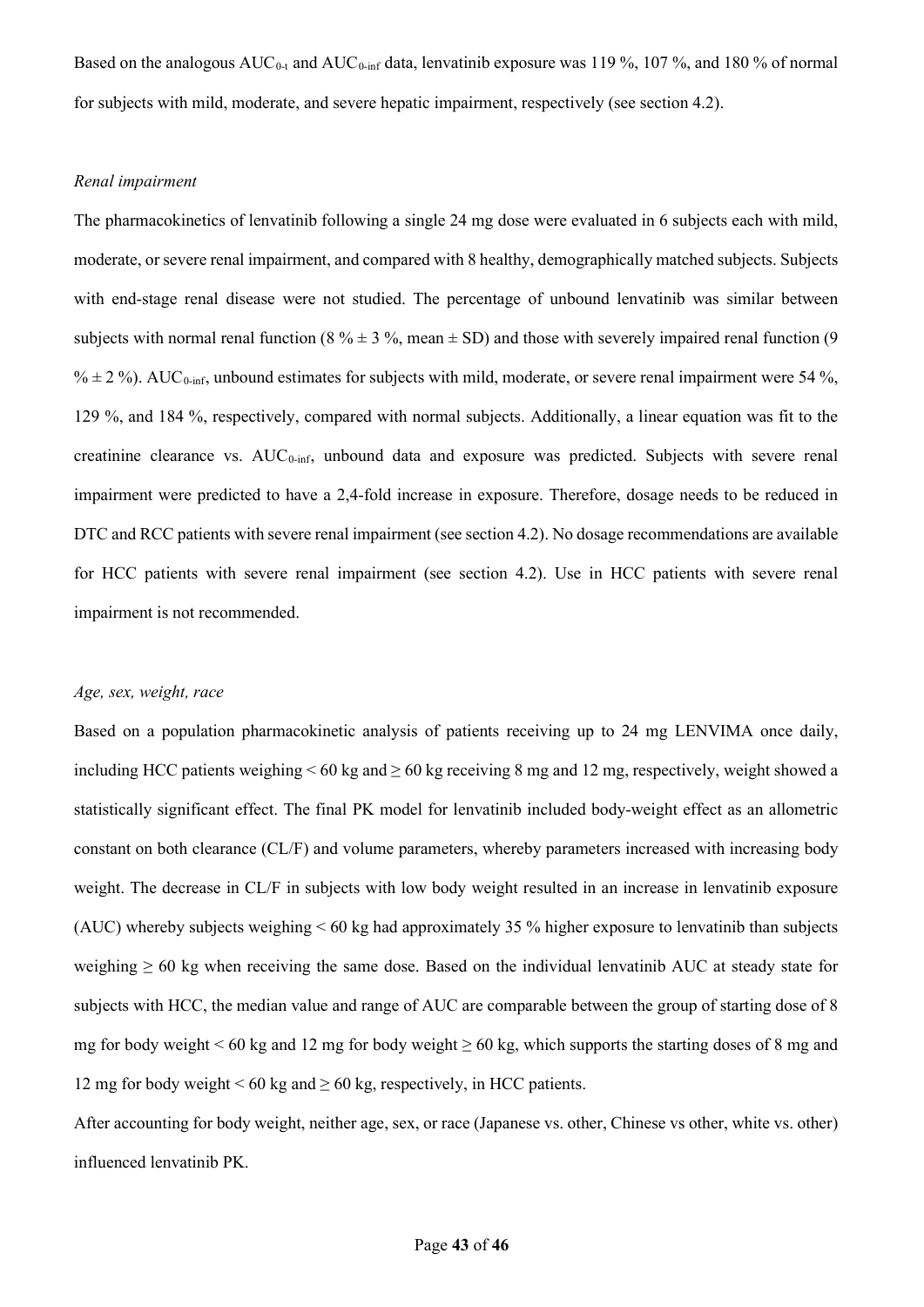Based on the analogous $AUC_{0\text{-}t}$ and $AUC_{0\text{-}inf}$ data, lenvatinib exposure was 119 %, 107 %, and 180 % of normal for subjects with mild, moderate, and severe hepatic impairment, respectively (see section 4.2).

*Renal impairment*

The pharmacokinetics of lenvatinib following a single 24 mg dose were evaluated in 6 subjects each with mild, moderate, or severe renal impairment, and compared with 8 healthy, demographically matched subjects. Subjects with end-stage renal disease were not studied. The percentage of unbound lenvatinib was similar between subjects with normal renal function (8 % ± 3 %, mean ± SD) and those with severely impaired renal function (9 % ± 2 %). $AUC_{0\text{-}inf}$, unbound estimates for subjects with mild, moderate, or severe renal impairment were 54 %, 129 %, and 184 %, respectively, compared with normal subjects. Additionally, a linear equation was fit to the creatinine clearance vs. $AUC_{0\text{-}inf}$, unbound data and exposure was predicted. Subjects with severe renal impairment were predicted to have a 2,4-fold increase in exposure. Therefore, dosage needs to be reduced in DTC and RCC patients with severe renal impairment (see section 4.2). No dosage recommendations are available for HCC patients with severe renal impairment (see section 4.2). Use in HCC patients with severe renal impairment is not recommended.

*Age, sex, weight, race*

Based on a population pharmacokinetic analysis of patients receiving up to 24 mg LENVIMA once daily, including HCC patients weighing < 60 kg and ≥ 60 kg receiving 8 mg and 12 mg, respectively, weight showed a statistically significant effect. The final PK model for lenvatinib included body-weight effect as an allometric constant on both clearance (CL/F) and volume parameters, whereby parameters increased with increasing body weight. The decrease in CL/F in subjects with low body weight resulted in an increase in lenvatinib exposure (AUC) whereby subjects weighing < 60 kg had approximately 35 % higher exposure to lenvatinib than subjects weighing ≥ 60 kg when receiving the same dose. Based on the individual lenvatinib AUC at steady state for subjects with HCC, the median value and range of AUC are comparable between the group of starting dose of 8 mg for body weight < 60 kg and 12 mg for body weight ≥ 60 kg, which supports the starting doses of 8 mg and 12 mg for body weight < 60 kg and ≥ 60 kg, respectively, in HCC patients.

After accounting for body weight, neither age, sex, or race (Japanese vs. other, Chinese vs other, white vs. other) influenced lenvatinib PK.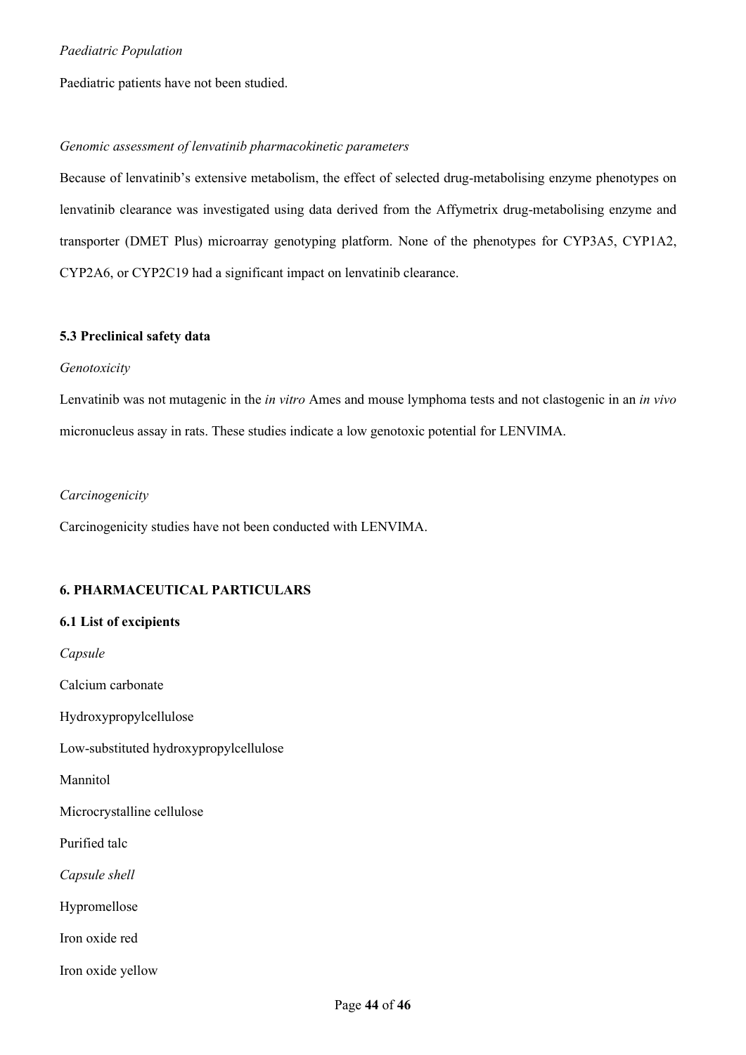*Paediatric Population*

Paediatric patients have not been studied.

*Genomic assessment of lenvatinib pharmacokinetic parameters*

Because of lenvatinib's extensive metabolism, the effect of selected drug-metabolising enzyme phenotypes on lenvatinib clearance was investigated using data derived from the Affymetrix drug-metabolising enzyme and transporter (DMET Plus) microarray genotyping platform. None of the phenotypes for CYP3A5, CYP1A2, CYP2A6, or CYP2C19 had a significant impact on lenvatinib clearance.

**5.3 Preclinical safety data**

*Genotoxicity*

Lenvatinib was not mutagenic in the *in vitro* Ames and mouse lymphoma tests and not clastogenic in an *in vivo* micronucleus assay in rats. These studies indicate a low genotoxic potential for LENVIMA.

*Carcinogenicity*

Carcinogenicity studies have not been conducted with LENVIMA.

**6. PHARMACEUTICAL PARTICULARS**

**6.1 List of excipients**

*Capsule*

Calcium carbonate

Hydroxypropylcellulose

Low-substituted hydroxypropylcellulose

Mannitol

Microcrystalline cellulose

Purified talc

*Capsule shell*

Hypromellose

Iron oxide red

Iron oxide yellow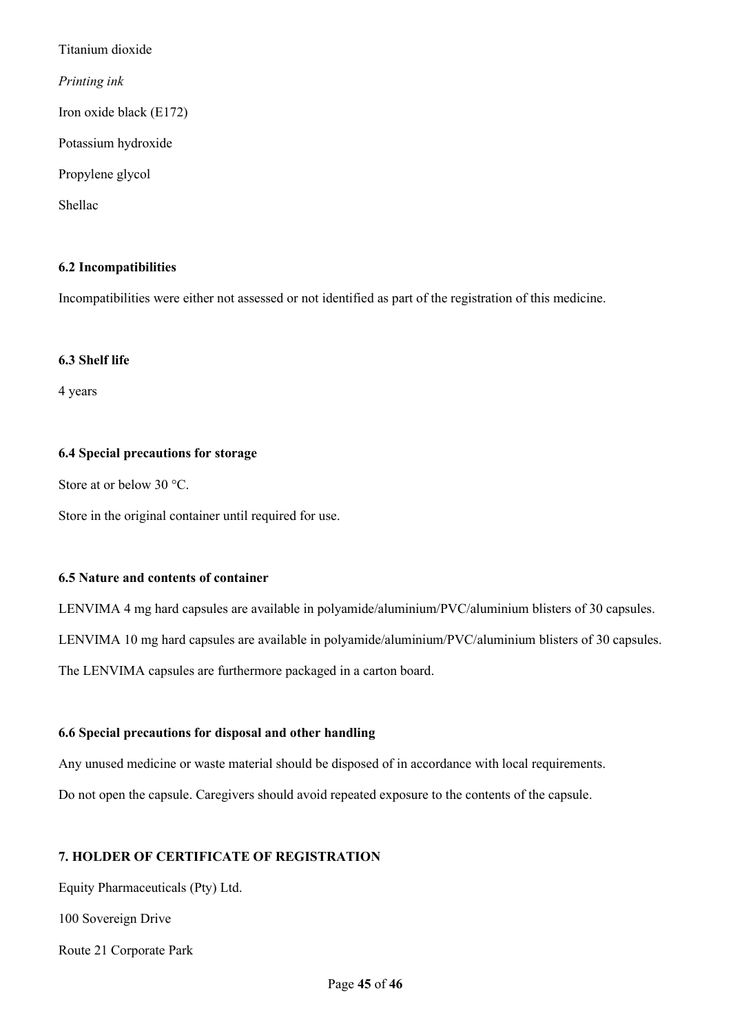Titanium dioxide

*Printing ink*

Iron oxide black (E172)

Potassium hydroxide

Propylene glycol

Shellac

**6.2 Incompatibilities**

Incompatibilities were either not assessed or not identified as part of the registration of this medicine.

**6.3 Shelf life**

4 years

**6.4 Special precautions for storage**

Store at or below 30 °C.

Store in the original container until required for use.

**6.5 Nature and contents of container**

LENVIMA 4 mg hard capsules are available in polyamide/aluminium/PVC/aluminium blisters of 30 capsules.

LENVIMA 10 mg hard capsules are available in polyamide/aluminium/PVC/aluminium blisters of 30 capsules.

The LENVIMA capsules are furthermore packaged in a carton board.

**6.6 Special precautions for disposal and other handling**

Any unused medicine or waste material should be disposed of in accordance with local requirements.

Do not open the capsule. Caregivers should avoid repeated exposure to the contents of the capsule.

**7. HOLDER OF CERTIFICATE OF REGISTRATION**

Equity Pharmaceuticals (Pty) Ltd.

100 Sovereign Drive

Route 21 Corporate Park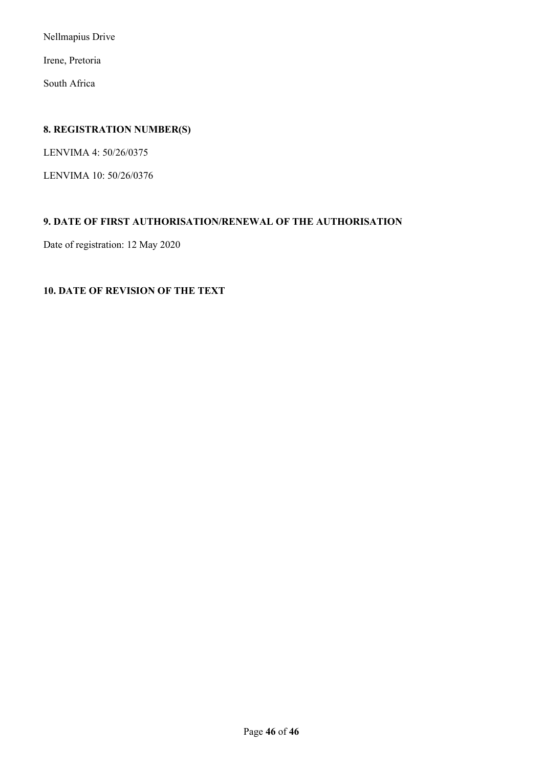Nellmapius Drive

Irene, Pretoria

South Africa

## 8. REGISTRATION NUMBER(S)

LENVIMA 4: 50/26/0375

LENVIMA 10: 50/26/0376

## 9. DATE OF FIRST AUTHORISATION/RENEWAL OF THE AUTHORISATION

Date of registration: 12 May 2020

## 10. DATE OF REVISION OF THE TEXT